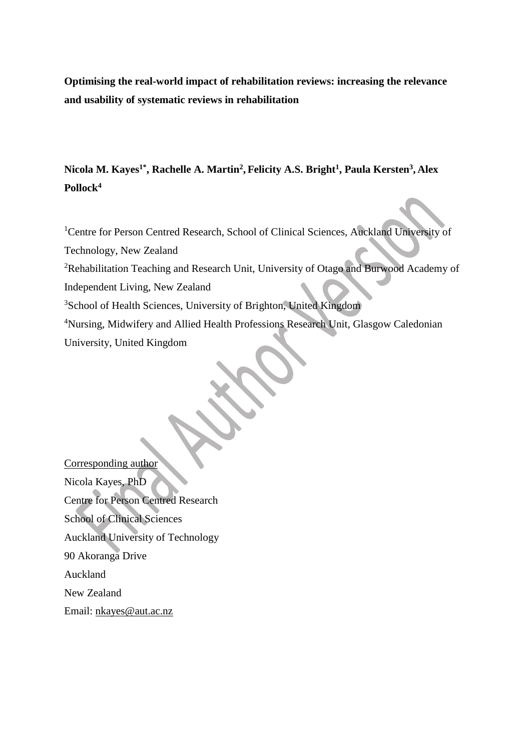# Optimising the real-world impact of rehabilitation reviews: increasing the relevance and usability of systematic reviews in rehabilitation

**Nicola M. Kayes[1*], Rachelle A. Martin[2], Felicity A.S. Bright[1], Paula Kersten[3], Alex Pollock[4]**

[1]Centre for Person Centred Research, School of Clinical Sciences, Auckland University of Technology, New Zealand

[2]Rehabilitation Teaching and Research Unit, University of Otago and Burwood Academy of Independent Living, New Zealand

[3]School of Health Sciences, University of Brighton, United Kingdom

[4]Nursing, Midwifery and Allied Health Professions Research Unit, Glasgow Caledonian University, United Kingdom

Corresponding author

Nicola Kayes, PhD
Centre for Person Centred Research
School of Clinical Sciences
Auckland University of Technology
90 Akoranga Drive
Auckland
New Zealand
Email: nkayes@aut.ac.nz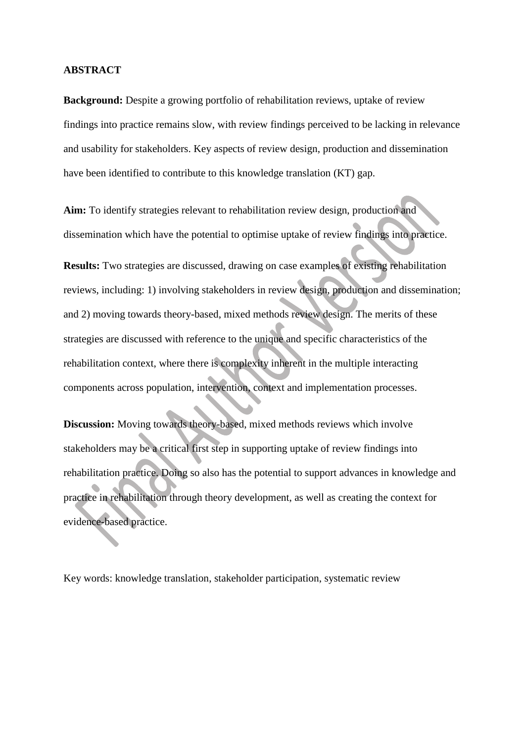**ABSTRACT**

**Background:** Despite a growing portfolio of rehabilitation reviews, uptake of review findings into practice remains slow, with review findings perceived to be lacking in relevance and usability for stakeholders. Key aspects of review design, production and dissemination have been identified to contribute to this knowledge translation (KT) gap.

**Aim:** To identify strategies relevant to rehabilitation review design, production and dissemination which have the potential to optimise uptake of review findings into practice.

**Results:** Two strategies are discussed, drawing on case examples of existing rehabilitation reviews, including: 1) involving stakeholders in review design, production and dissemination; and 2) moving towards theory-based, mixed methods review design. The merits of these strategies are discussed with reference to the unique and specific characteristics of the rehabilitation context, where there is complexity inherent in the multiple interacting components across population, intervention, context and implementation processes.

**Discussion:** Moving towards theory-based, mixed methods reviews which involve stakeholders may be a critical first step in supporting uptake of review findings into rehabilitation practice. Doing so also has the potential to support advances in knowledge and practice in rehabilitation through theory development, as well as creating the context for evidence-based practice.

Key words: knowledge translation, stakeholder participation, systematic review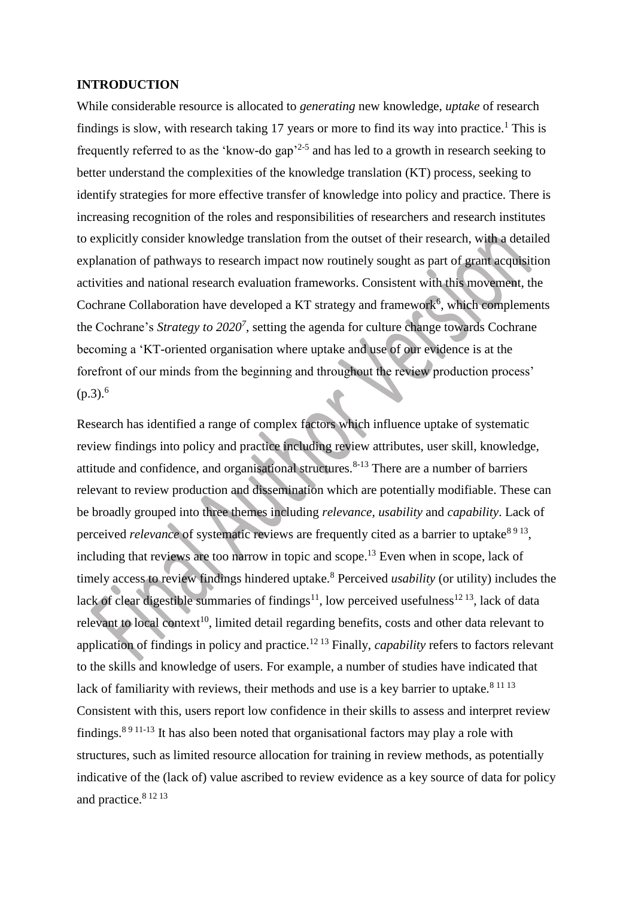## INTRODUCTION

While considerable resource is allocated to *generating* new knowledge, *uptake* of research findings is slow, with research taking 17 years or more to find its way into practice.[1] This is frequently referred to as the 'know-do gap'[2-5] and has led to a growth in research seeking to better understand the complexities of the knowledge translation (KT) process, seeking to identify strategies for more effective transfer of knowledge into policy and practice. There is increasing recognition of the roles and responsibilities of researchers and research institutes to explicitly consider knowledge translation from the outset of their research, with a detailed explanation of pathways to research impact now routinely sought as part of grant acquisition activities and national research evaluation frameworks. Consistent with this movement, the Cochrane Collaboration have developed a KT strategy and framework[6], which complements the Cochrane's *Strategy to 2020*[7], setting the agenda for culture change towards Cochrane becoming a 'KT-oriented organisation where uptake and use of our evidence is at the forefront of our minds from the beginning and throughout the review production process' (p.3).[6]

Research has identified a range of complex factors which influence uptake of systematic review findings into policy and practice including review attributes, user skill, knowledge, attitude and confidence, and organisational structures.[8-13] There are a number of barriers relevant to review production and dissemination which are potentially modifiable. These can be broadly grouped into three themes including *relevance, usability* and *capability*. Lack of perceived *relevance* of systematic reviews are frequently cited as a barrier to uptake[8 9 13], including that reviews are too narrow in topic and scope.[13] Even when in scope, lack of timely access to review findings hindered uptake.[8] Perceived *usability* (or utility) includes the lack of clear digestible summaries of findings[11], low perceived usefulness[12 13], lack of data relevant to local context[10], limited detail regarding benefits, costs and other data relevant to application of findings in policy and practice.[12 13] Finally, *capability* refers to factors relevant to the skills and knowledge of users. For example, a number of studies have indicated that lack of familiarity with reviews, their methods and use is a key barrier to uptake.[8 11 13] Consistent with this, users report low confidence in their skills to assess and interpret review findings.[8 9 11-13] It has also been noted that organisational factors may play a role with structures, such as limited resource allocation for training in review methods, as potentially indicative of the (lack of) value ascribed to review evidence as a key source of data for policy and practice.[8 12 13]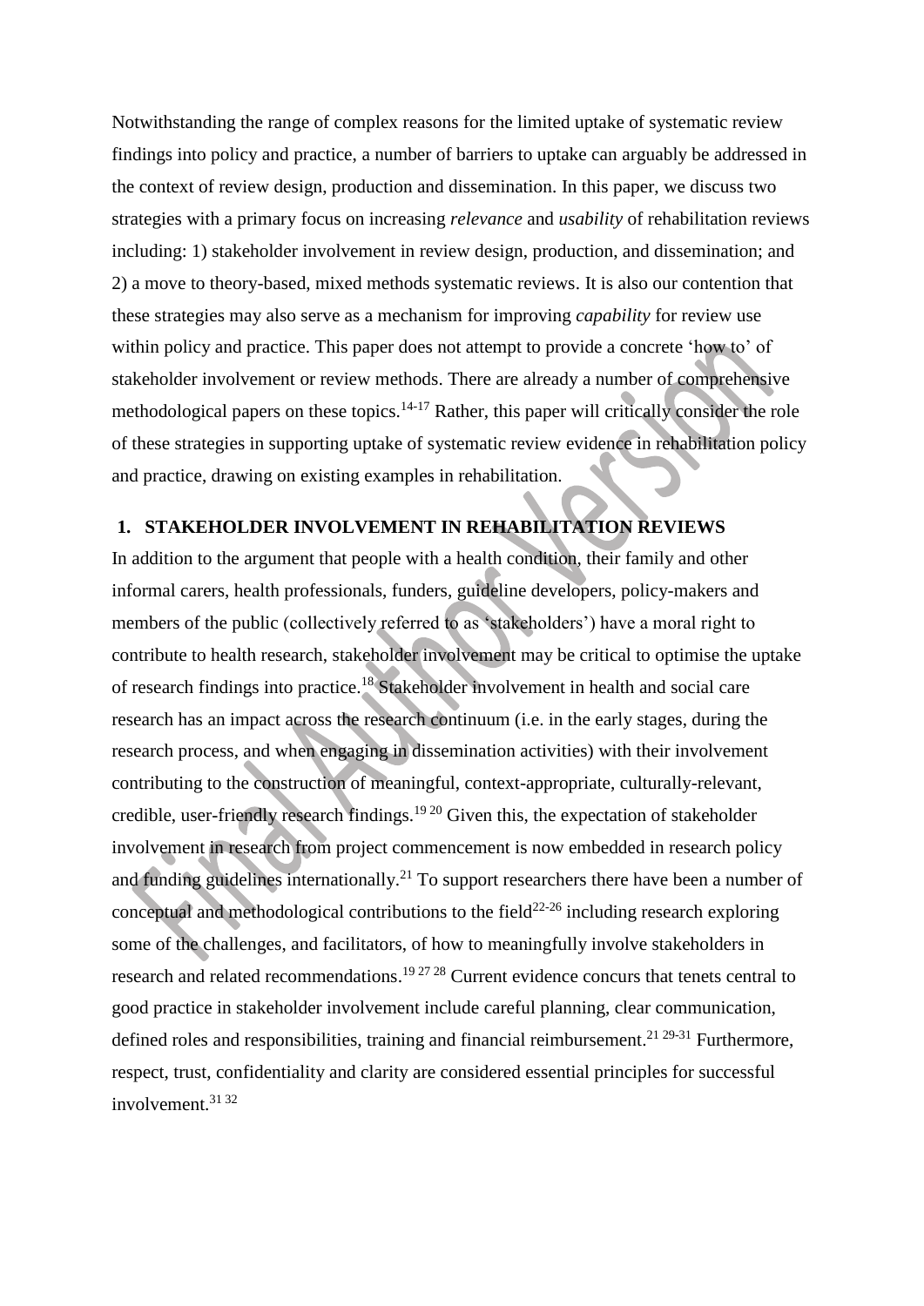Notwithstanding the range of complex reasons for the limited uptake of systematic review findings into policy and practice, a number of barriers to uptake can arguably be addressed in the context of review design, production and dissemination. In this paper, we discuss two strategies with a primary focus on increasing *relevance* and *usability* of rehabilitation reviews including: 1) stakeholder involvement in review design, production, and dissemination; and 2) a move to theory-based, mixed methods systematic reviews. It is also our contention that these strategies may also serve as a mechanism for improving *capability* for review use within policy and practice. This paper does not attempt to provide a concrete 'how to' of stakeholder involvement or review methods. There are already a number of comprehensive methodological papers on these topics.[14-17] Rather, this paper will critically consider the role of these strategies in supporting uptake of systematic review evidence in rehabilitation policy and practice, drawing on existing examples in rehabilitation.

## 1. STAKEHOLDER INVOLVEMENT IN REHABILITATION REVIEWS

In addition to the argument that people with a health condition, their family and other informal carers, health professionals, funders, guideline developers, policy-makers and members of the public (collectively referred to as 'stakeholders') have a moral right to contribute to health research, stakeholder involvement may be critical to optimise the uptake of research findings into practice.[18] Stakeholder involvement in health and social care research has an impact across the research continuum (i.e. in the early stages, during the research process, and when engaging in dissemination activities) with their involvement contributing to the construction of meaningful, context-appropriate, culturally-relevant, credible, user-friendly research findings.[19 20] Given this, the expectation of stakeholder involvement in research from project commencement is now embedded in research policy and funding guidelines internationally.[21] To support researchers there have been a number of conceptual and methodological contributions to the field[22-26] including research exploring some of the challenges, and facilitators, of how to meaningfully involve stakeholders in research and related recommendations.[19 27 28] Current evidence concurs that tenets central to good practice in stakeholder involvement include careful planning, clear communication, defined roles and responsibilities, training and financial reimbursement.[21 29-31] Furthermore, respect, trust, confidentiality and clarity are considered essential principles for successful involvement.[31 32]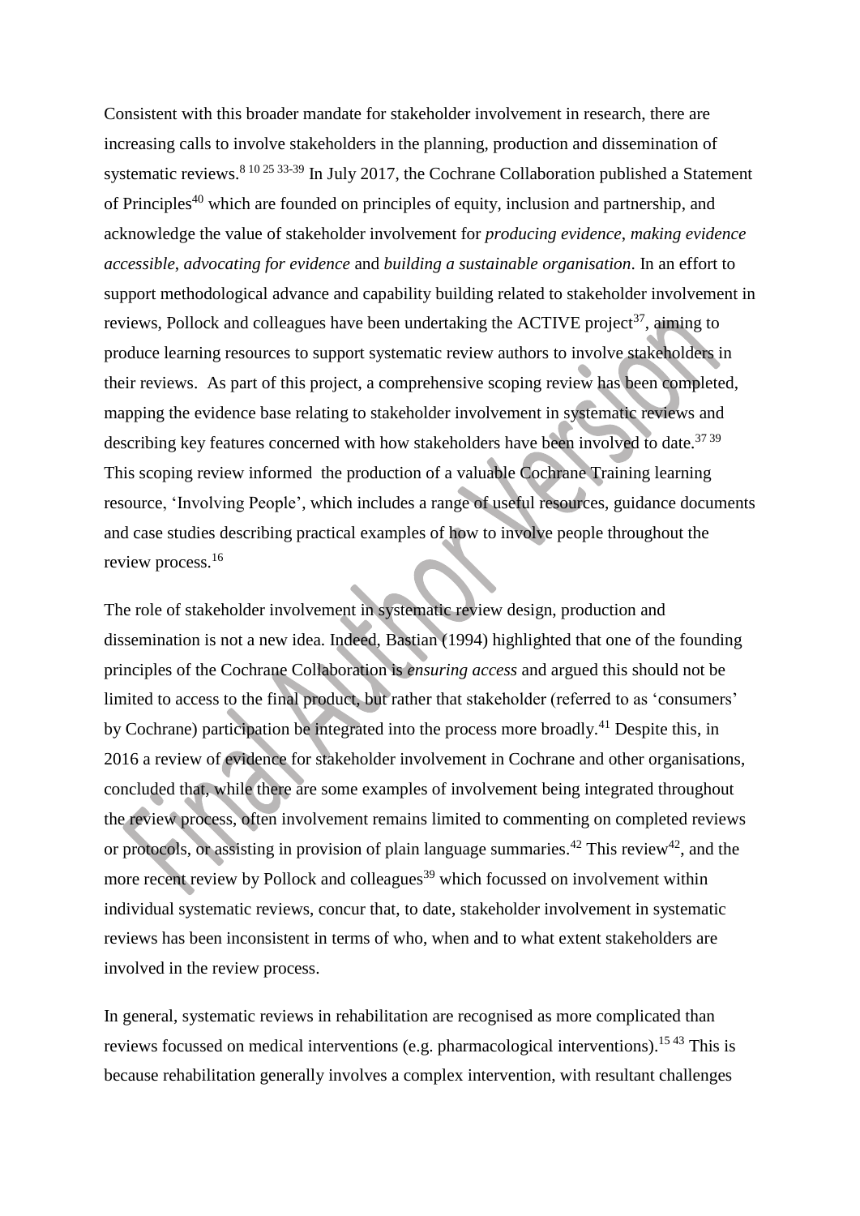Consistent with this broader mandate for stakeholder involvement in research, there are increasing calls to involve stakeholders in the planning, production and dissemination of systematic reviews.[8 10 25 33-39] In July 2017, the Cochrane Collaboration published a Statement of Principles[40] which are founded on principles of equity, inclusion and partnership, and acknowledge the value of stakeholder involvement for *producing evidence*, *making evidence accessible*, *advocating for evidence* and *building a sustainable organisation*. In an effort to support methodological advance and capability building related to stakeholder involvement in reviews, Pollock and colleagues have been undertaking the ACTIVE project[37], aiming to produce learning resources to support systematic review authors to involve stakeholders in their reviews. As part of this project, a comprehensive scoping review has been completed, mapping the evidence base relating to stakeholder involvement in systematic reviews and describing key features concerned with how stakeholders have been involved to date.[37 39] This scoping review informed the production of a valuable Cochrane Training learning resource, 'Involving People', which includes a range of useful resources, guidance documents and case studies describing practical examples of how to involve people throughout the review process.[16]

The role of stakeholder involvement in systematic review design, production and dissemination is not a new idea. Indeed, Bastian (1994) highlighted that one of the founding principles of the Cochrane Collaboration is *ensuring access* and argued this should not be limited to access to the final product, but rather that stakeholder (referred to as 'consumers' by Cochrane) participation be integrated into the process more broadly.[41] Despite this, in 2016 a review of evidence for stakeholder involvement in Cochrane and other organisations, concluded that, while there are some examples of involvement being integrated throughout the review process, often involvement remains limited to commenting on completed reviews or protocols, or assisting in provision of plain language summaries.[42] This review[42], and the more recent review by Pollock and colleagues[39] which focussed on involvement within individual systematic reviews, concur that, to date, stakeholder involvement in systematic reviews has been inconsistent in terms of who, when and to what extent stakeholders are involved in the review process.

In general, systematic reviews in rehabilitation are recognised as more complicated than reviews focussed on medical interventions (e.g. pharmacological interventions).[15 43] This is because rehabilitation generally involves a complex intervention, with resultant challenges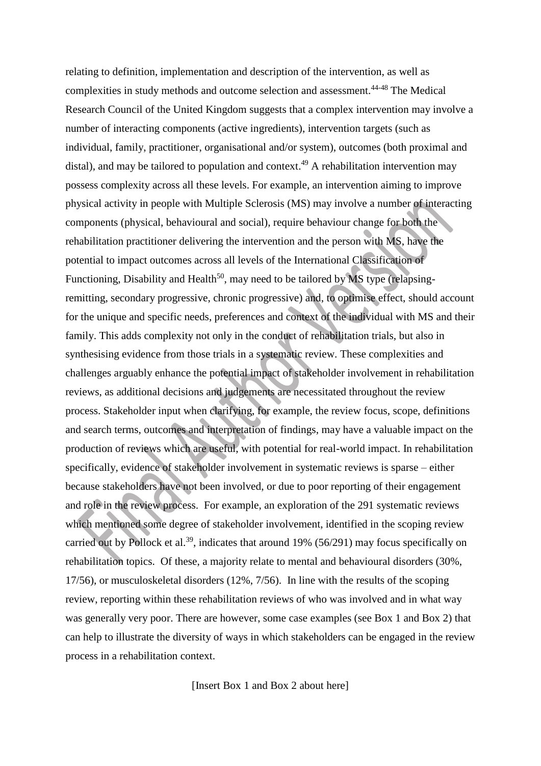relating to definition, implementation and description of the intervention, as well as complexities in study methods and outcome selection and assessment.[44-48] The Medical Research Council of the United Kingdom suggests that a complex intervention may involve a number of interacting components (active ingredients), intervention targets (such as individual, family, practitioner, organisational and/or system), outcomes (both proximal and distal), and may be tailored to population and context.[49] A rehabilitation intervention may possess complexity across all these levels. For example, an intervention aiming to improve physical activity in people with Multiple Sclerosis (MS) may involve a number of interacting components (physical, behavioural and social), require behaviour change for both the rehabilitation practitioner delivering the intervention and the person with MS, have the potential to impact outcomes across all levels of the International Classification of Functioning, Disability and Health[50], may need to be tailored by MS type (relapsing-remitting, secondary progressive, chronic progressive) and, to optimise effect, should account for the unique and specific needs, preferences and context of the individual with MS and their family. This adds complexity not only in the conduct of rehabilitation trials, but also in synthesising evidence from those trials in a systematic review. These complexities and challenges arguably enhance the potential impact of stakeholder involvement in rehabilitation reviews, as additional decisions and judgements are necessitated throughout the review process. Stakeholder input when clarifying, for example, the review focus, scope, definitions and search terms, outcomes and interpretation of findings, may have a valuable impact on the production of reviews which are useful, with potential for real-world impact. In rehabilitation specifically, evidence of stakeholder involvement in systematic reviews is sparse – either because stakeholders have not been involved, or due to poor reporting of their engagement and role in the review process. For example, an exploration of the 291 systematic reviews which mentioned some degree of stakeholder involvement, identified in the scoping review carried out by Pollock et al.[39], indicates that around 19% (56/291) may focus specifically on rehabilitation topics. Of these, a majority relate to mental and behavioural disorders (30%, 17/56), or musculoskeletal disorders (12%, 7/56). In line with the results of the scoping review, reporting within these rehabilitation reviews of who was involved and in what way was generally very poor. There are however, some case examples (see Box 1 and Box 2) that can help to illustrate the diversity of ways in which stakeholders can be engaged in the review process in a rehabilitation context.

[Insert Box 1 and Box 2 about here]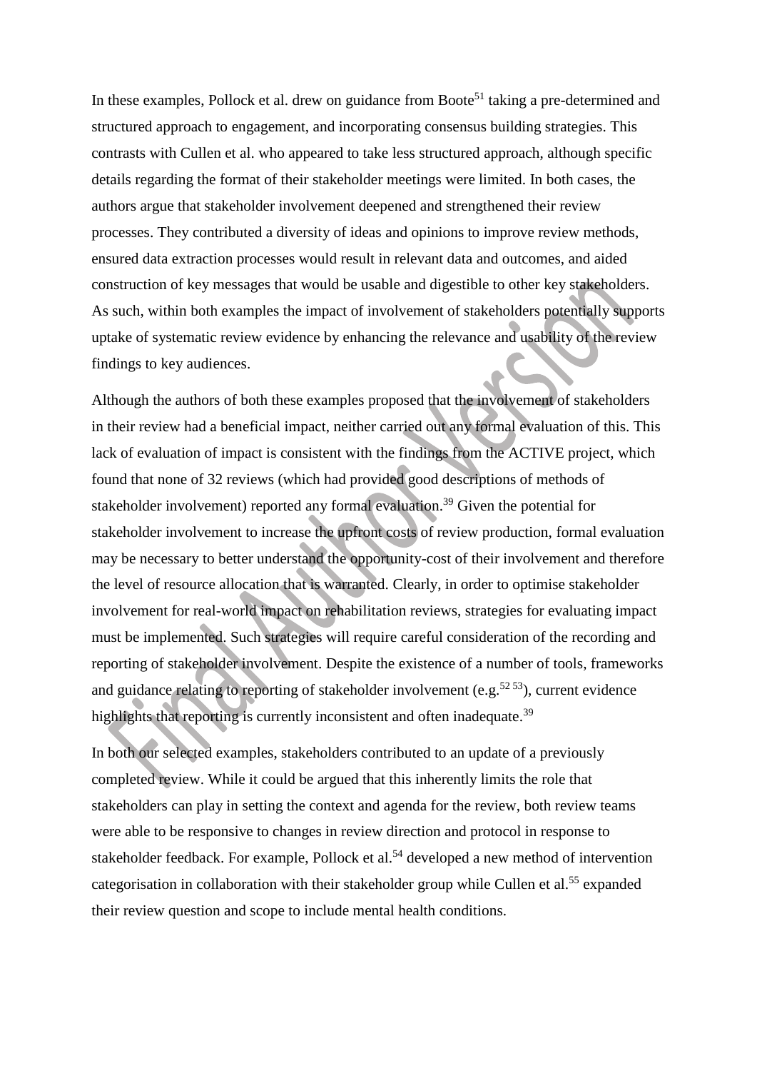In these examples, Pollock et al. drew on guidance from Boote[51] taking a pre-determined and structured approach to engagement, and incorporating consensus building strategies. This contrasts with Cullen et al. who appeared to take less structured approach, although specific details regarding the format of their stakeholder meetings were limited. In both cases, the authors argue that stakeholder involvement deepened and strengthened their review processes. They contributed a diversity of ideas and opinions to improve review methods, ensured data extraction processes would result in relevant data and outcomes, and aided construction of key messages that would be usable and digestible to other key stakeholders. As such, within both examples the impact of involvement of stakeholders potentially supports uptake of systematic review evidence by enhancing the relevance and usability of the review findings to key audiences.

Although the authors of both these examples proposed that the involvement of stakeholders in their review had a beneficial impact, neither carried out any formal evaluation of this. This lack of evaluation of impact is consistent with the findings from the ACTIVE project, which found that none of 32 reviews (which had provided good descriptions of methods of stakeholder involvement) reported any formal evaluation.[39] Given the potential for stakeholder involvement to increase the upfront costs of review production, formal evaluation may be necessary to better understand the opportunity-cost of their involvement and therefore the level of resource allocation that is warranted. Clearly, in order to optimise stakeholder involvement for real-world impact on rehabilitation reviews, strategies for evaluating impact must be implemented. Such strategies will require careful consideration of the recording and reporting of stakeholder involvement. Despite the existence of a number of tools, frameworks and guidance relating to reporting of stakeholder involvement (e.g.[52 53]), current evidence highlights that reporting is currently inconsistent and often inadequate.[39]

In both our selected examples, stakeholders contributed to an update of a previously completed review. While it could be argued that this inherently limits the role that stakeholders can play in setting the context and agenda for the review, both review teams were able to be responsive to changes in review direction and protocol in response to stakeholder feedback. For example, Pollock et al.[54] developed a new method of intervention categorisation in collaboration with their stakeholder group while Cullen et al.[55] expanded their review question and scope to include mental health conditions.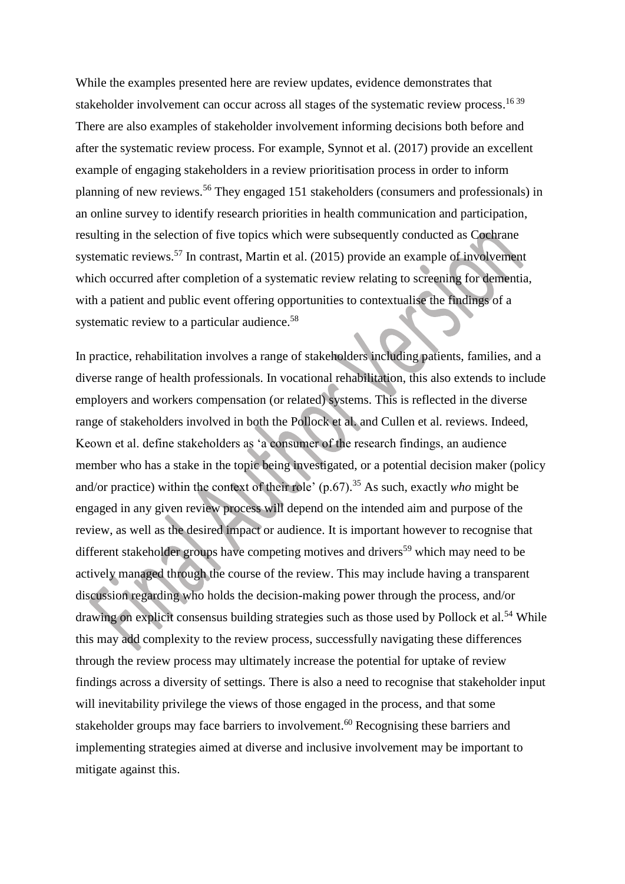While the examples presented here are review updates, evidence demonstrates that stakeholder involvement can occur across all stages of the systematic review process.[16 39] There are also examples of stakeholder involvement informing decisions both before and after the systematic review process. For example, Synnot et al. (2017) provide an excellent example of engaging stakeholders in a review prioritisation process in order to inform planning of new reviews.[56] They engaged 151 stakeholders (consumers and professionals) in an online survey to identify research priorities in health communication and participation, resulting in the selection of five topics which were subsequently conducted as Cochrane systematic reviews.[57] In contrast, Martin et al. (2015) provide an example of involvement which occurred after completion of a systematic review relating to screening for dementia, with a patient and public event offering opportunities to contextualise the findings of a systematic review to a particular audience.[58]

In practice, rehabilitation involves a range of stakeholders including patients, families, and a diverse range of health professionals. In vocational rehabilitation, this also extends to include employers and workers compensation (or related) systems. This is reflected in the diverse range of stakeholders involved in both the Pollock et al. and Cullen et al. reviews. Indeed, Keown et al. define stakeholders as 'a consumer of the research findings, an audience member who has a stake in the topic being investigated, or a potential decision maker (policy and/or practice) within the context of their role' (p.67).[35] As such, exactly *who* might be engaged in any given review process will depend on the intended aim and purpose of the review, as well as the desired impact or audience. It is important however to recognise that different stakeholder groups have competing motives and drivers[59] which may need to be actively managed through the course of the review. This may include having a transparent discussion regarding who holds the decision-making power through the process, and/or drawing on explicit consensus building strategies such as those used by Pollock et al.[54] While this may add complexity to the review process, successfully navigating these differences through the review process may ultimately increase the potential for uptake of review findings across a diversity of settings. There is also a need to recognise that stakeholder input will inevitability privilege the views of those engaged in the process, and that some stakeholder groups may face barriers to involvement.[60] Recognising these barriers and implementing strategies aimed at diverse and inclusive involvement may be important to mitigate against this.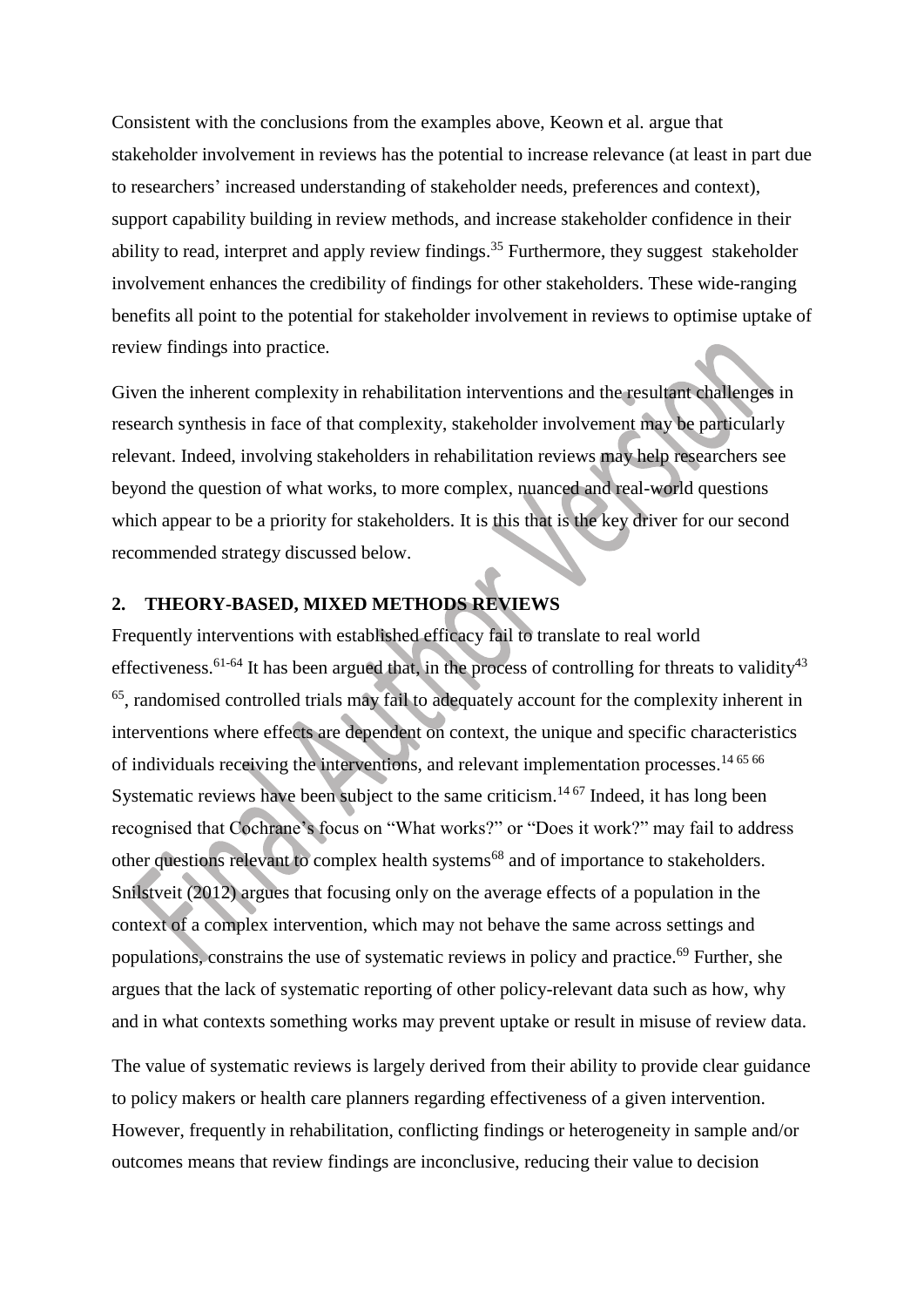Consistent with the conclusions from the examples above, Keown et al. argue that stakeholder involvement in reviews has the potential to increase relevance (at least in part due to researchers' increased understanding of stakeholder needs, preferences and context), support capability building in review methods, and increase stakeholder confidence in their ability to read, interpret and apply review findings.[35] Furthermore, they suggest stakeholder involvement enhances the credibility of findings for other stakeholders. These wide-ranging benefits all point to the potential for stakeholder involvement in reviews to optimise uptake of review findings into practice.

Given the inherent complexity in rehabilitation interventions and the resultant challenges in research synthesis in face of that complexity, stakeholder involvement may be particularly relevant. Indeed, involving stakeholders in rehabilitation reviews may help researchers see beyond the question of what works, to more complex, nuanced and real-world questions which appear to be a priority for stakeholders. It is this that is the key driver for our second recommended strategy discussed below.

## 2. THEORY-BASED, MIXED METHODS REVIEWS

Frequently interventions with established efficacy fail to translate to real world effectiveness.[61-64] It has been argued that, in the process of controlling for threats to validity[43 65], randomised controlled trials may fail to adequately account for the complexity inherent in interventions where effects are dependent on context, the unique and specific characteristics of individuals receiving the interventions, and relevant implementation processes.[14 65 66] Systematic reviews have been subject to the same criticism.[14 67] Indeed, it has long been recognised that Cochrane's focus on "What works?" or "Does it work?" may fail to address other questions relevant to complex health systems[68] and of importance to stakeholders. Snilstveit (2012) argues that focusing only on the average effects of a population in the context of a complex intervention, which may not behave the same across settings and populations, constrains the use of systematic reviews in policy and practice.[69] Further, she argues that the lack of systematic reporting of other policy-relevant data such as how, why and in what contexts something works may prevent uptake or result in misuse of review data.

The value of systematic reviews is largely derived from their ability to provide clear guidance to policy makers or health care planners regarding effectiveness of a given intervention. However, frequently in rehabilitation, conflicting findings or heterogeneity in sample and/or outcomes means that review findings are inconclusive, reducing their value to decision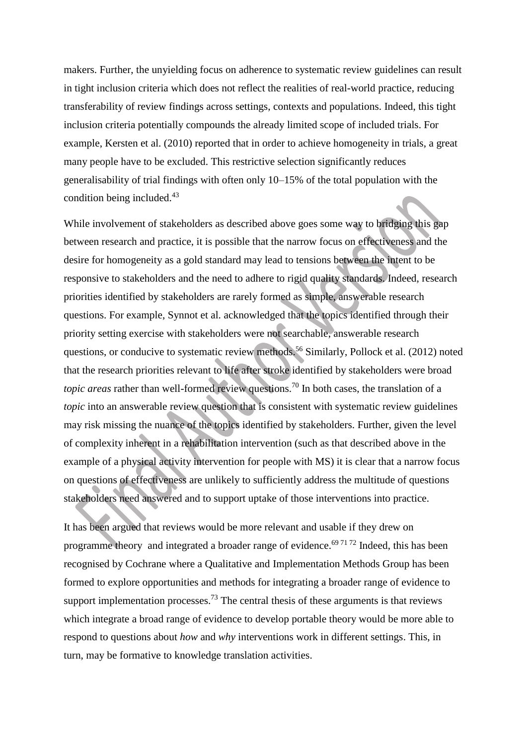makers. Further, the unyielding focus on adherence to systematic review guidelines can result in tight inclusion criteria which does not reflect the realities of real-world practice, reducing transferability of review findings across settings, contexts and populations. Indeed, this tight inclusion criteria potentially compounds the already limited scope of included trials. For example, Kersten et al. (2010) reported that in order to achieve homogeneity in trials, a great many people have to be excluded. This restrictive selection significantly reduces generalisability of trial findings with often only 10–15% of the total population with the condition being included.[43]

While involvement of stakeholders as described above goes some way to bridging this gap between research and practice, it is possible that the narrow focus on effectiveness and the desire for homogeneity as a gold standard may lead to tensions between the intent to be responsive to stakeholders and the need to adhere to rigid quality standards. Indeed, research priorities identified by stakeholders are rarely formed as simple, answerable research questions. For example, Synnot et al. acknowledged that the topics identified through their priority setting exercise with stakeholders were not searchable, answerable research questions, or conducive to systematic review methods.[56] Similarly, Pollock et al. (2012) noted that the research priorities relevant to life after stroke identified by stakeholders were broad *topic areas* rather than well-formed review questions.[70] In both cases, the translation of a *topic* into an answerable review question that is consistent with systematic review guidelines may risk missing the nuance of the topics identified by stakeholders. Further, given the level of complexity inherent in a rehabilitation intervention (such as that described above in the example of a physical activity intervention for people with MS) it is clear that a narrow focus on questions of effectiveness are unlikely to sufficiently address the multitude of questions stakeholders need answered and to support uptake of those interventions into practice.

It has been argued that reviews would be more relevant and usable if they drew on programme theory and integrated a broader range of evidence.[69 71 72] Indeed, this has been recognised by Cochrane where a Qualitative and Implementation Methods Group has been formed to explore opportunities and methods for integrating a broader range of evidence to support implementation processes.[73] The central thesis of these arguments is that reviews which integrate a broad range of evidence to develop portable theory would be more able to respond to questions about *how* and *why* interventions work in different settings. This, in turn, may be formative to knowledge translation activities.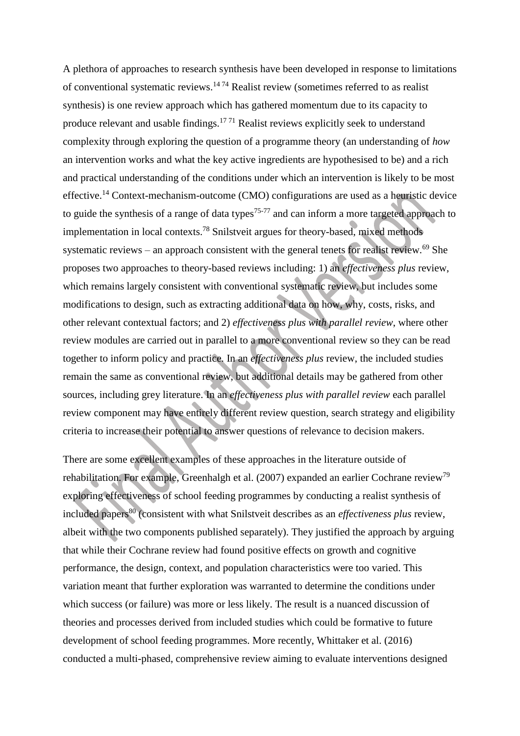A plethora of approaches to research synthesis have been developed in response to limitations of conventional systematic reviews.[14 74] Realist review (sometimes referred to as realist synthesis) is one review approach which has gathered momentum due to its capacity to produce relevant and usable findings.[17 71] Realist reviews explicitly seek to understand complexity through exploring the question of a programme theory (an understanding of *how* an intervention works and what the key active ingredients are hypothesised to be) and a rich and practical understanding of the conditions under which an intervention is likely to be most effective.[14] Context-mechanism-outcome (CMO) configurations are used as a heuristic device to guide the synthesis of a range of data types[75-77] and can inform a more targeted approach to implementation in local contexts.[78] Snilstveit argues for theory-based, mixed methods systematic reviews – an approach consistent with the general tenets for realist review.[69] She proposes two approaches to theory-based reviews including: 1) an *effectiveness plus* review, which remains largely consistent with conventional systematic review, but includes some modifications to design, such as extracting additional data on how, why, costs, risks, and other relevant contextual factors; and 2) *effectiveness plus with parallel review*, where other review modules are carried out in parallel to a more conventional review so they can be read together to inform policy and practice. In an *effectiveness plus* review, the included studies remain the same as conventional review, but additional details may be gathered from other sources, including grey literature. In an *effectiveness plus with parallel review* each parallel review component may have entirely different review question, search strategy and eligibility criteria to increase their potential to answer questions of relevance to decision makers.

There are some excellent examples of these approaches in the literature outside of rehabilitation. For example, Greenhalgh et al. (2007) expanded an earlier Cochrane review[79] exploring effectiveness of school feeding programmes by conducting a realist synthesis of included papers[80] (consistent with what Snilstveit describes as an *effectiveness plus* review, albeit with the two components published separately). They justified the approach by arguing that while their Cochrane review had found positive effects on growth and cognitive performance, the design, context, and population characteristics were too varied. This variation meant that further exploration was warranted to determine the conditions under which success (or failure) was more or less likely. The result is a nuanced discussion of theories and processes derived from included studies which could be formative to future development of school feeding programmes. More recently, Whittaker et al. (2016) conducted a multi-phased, comprehensive review aiming to evaluate interventions designed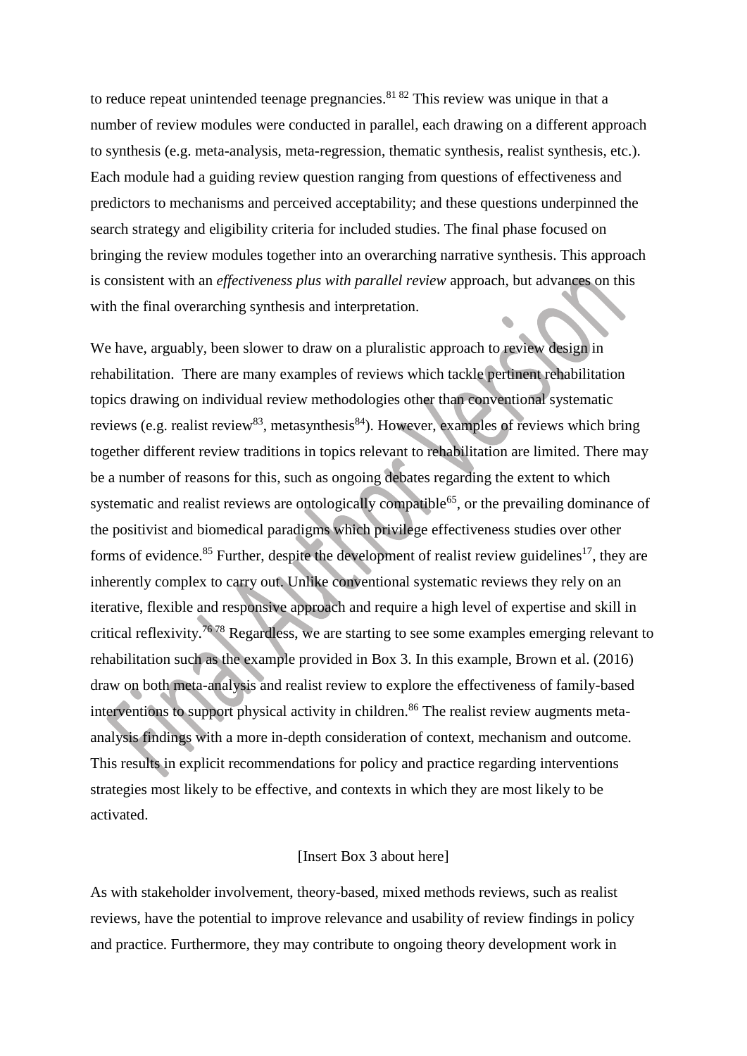to reduce repeat unintended teenage pregnancies.[81 82] This review was unique in that a number of review modules were conducted in parallel, each drawing on a different approach to synthesis (e.g. meta-analysis, meta-regression, thematic synthesis, realist synthesis, etc.). Each module had a guiding review question ranging from questions of effectiveness and predictors to mechanisms and perceived acceptability; and these questions underpinned the search strategy and eligibility criteria for included studies. The final phase focused on bringing the review modules together into an overarching narrative synthesis. This approach is consistent with an *effectiveness plus with parallel review* approach, but advances on this with the final overarching synthesis and interpretation.

We have, arguably, been slower to draw on a pluralistic approach to review design in rehabilitation. There are many examples of reviews which tackle pertinent rehabilitation topics drawing on individual review methodologies other than conventional systematic reviews (e.g. realist review[83], metasynthesis[84]). However, examples of reviews which bring together different review traditions in topics relevant to rehabilitation are limited. There may be a number of reasons for this, such as ongoing debates regarding the extent to which systematic and realist reviews are ontologically compatible[65], or the prevailing dominance of the positivist and biomedical paradigms which privilege effectiveness studies over other forms of evidence.[85] Further, despite the development of realist review guidelines[17], they are inherently complex to carry out. Unlike conventional systematic reviews they rely on an iterative, flexible and responsive approach and require a high level of expertise and skill in critical reflexivity.[76 78] Regardless, we are starting to see some examples emerging relevant to rehabilitation such as the example provided in Box 3. In this example, Brown et al. (2016) draw on both meta-analysis and realist review to explore the effectiveness of family-based interventions to support physical activity in children.[86] The realist review augments meta-analysis findings with a more in-depth consideration of context, mechanism and outcome. This results in explicit recommendations for policy and practice regarding interventions strategies most likely to be effective, and contexts in which they are most likely to be activated.

[Insert Box 3 about here]

As with stakeholder involvement, theory-based, mixed methods reviews, such as realist reviews, have the potential to improve relevance and usability of review findings in policy and practice. Furthermore, they may contribute to ongoing theory development work in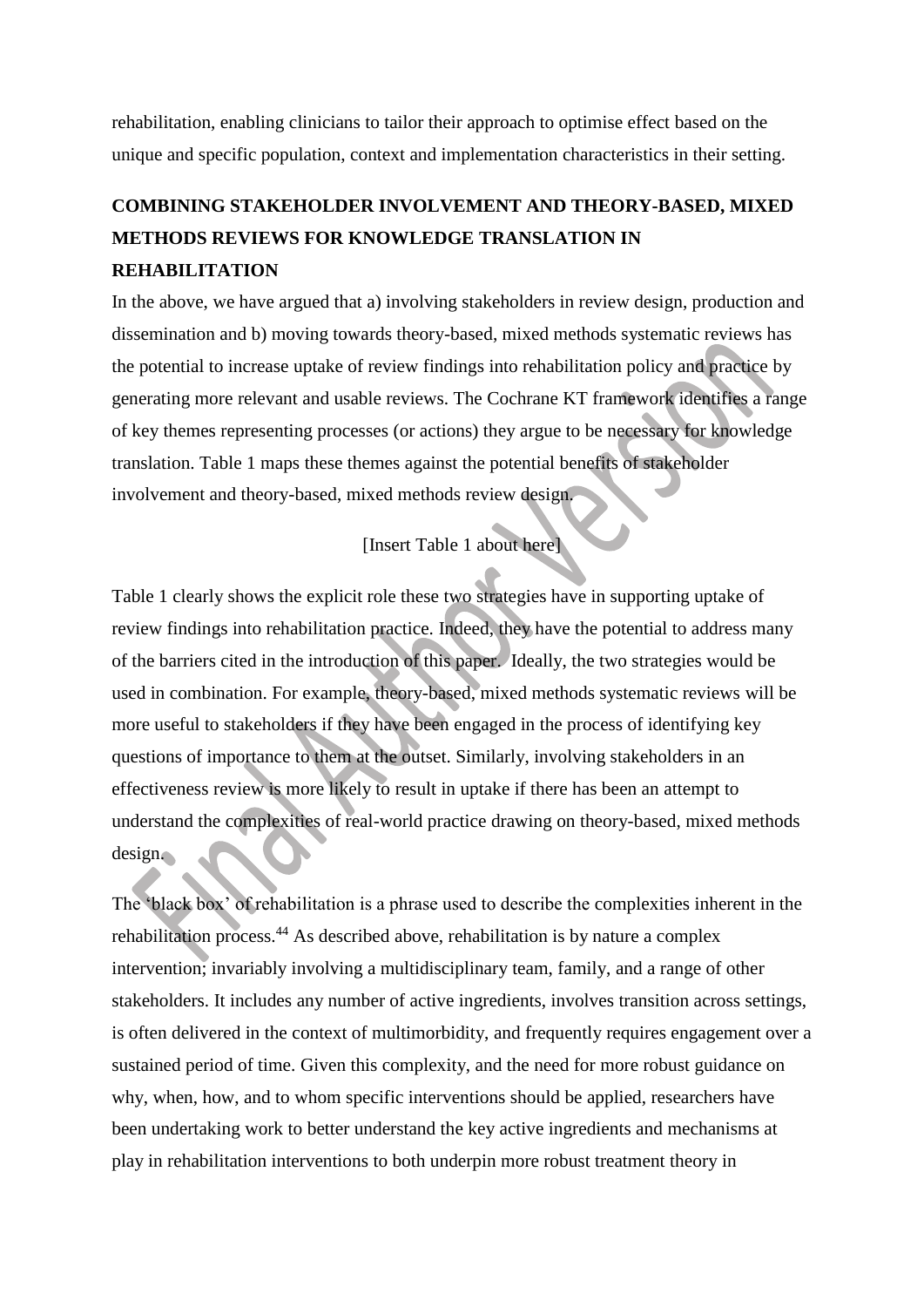rehabilitation, enabling clinicians to tailor their approach to optimise effect based on the unique and specific population, context and implementation characteristics in their setting.

## COMBINING STAKEHOLDER INVOLVEMENT AND THEORY-BASED, MIXED METHODS REVIEWS FOR KNOWLEDGE TRANSLATION IN REHABILITATION

In the above, we have argued that a) involving stakeholders in review design, production and dissemination and b) moving towards theory-based, mixed methods systematic reviews has the potential to increase uptake of review findings into rehabilitation policy and practice by generating more relevant and usable reviews. The Cochrane KT framework identifies a range of key themes representing processes (or actions) they argue to be necessary for knowledge translation. Table 1 maps these themes against the potential benefits of stakeholder involvement and theory-based, mixed methods review design.

[Insert Table 1 about here]

Table 1 clearly shows the explicit role these two strategies have in supporting uptake of review findings into rehabilitation practice. Indeed, they have the potential to address many of the barriers cited in the introduction of this paper. Ideally, the two strategies would be used in combination. For example, theory-based, mixed methods systematic reviews will be more useful to stakeholders if they have been engaged in the process of identifying key questions of importance to them at the outset. Similarly, involving stakeholders in an effectiveness review is more likely to result in uptake if there has been an attempt to understand the complexities of real-world practice drawing on theory-based, mixed methods design.

The 'black box' of rehabilitation is a phrase used to describe the complexities inherent in the rehabilitation process.[44] As described above, rehabilitation is by nature a complex intervention; invariably involving a multidisciplinary team, family, and a range of other stakeholders. It includes any number of active ingredients, involves transition across settings, is often delivered in the context of multimorbidity, and frequently requires engagement over a sustained period of time. Given this complexity, and the need for more robust guidance on why, when, how, and to whom specific interventions should be applied, researchers have been undertaking work to better understand the key active ingredients and mechanisms at play in rehabilitation interventions to both underpin more robust treatment theory in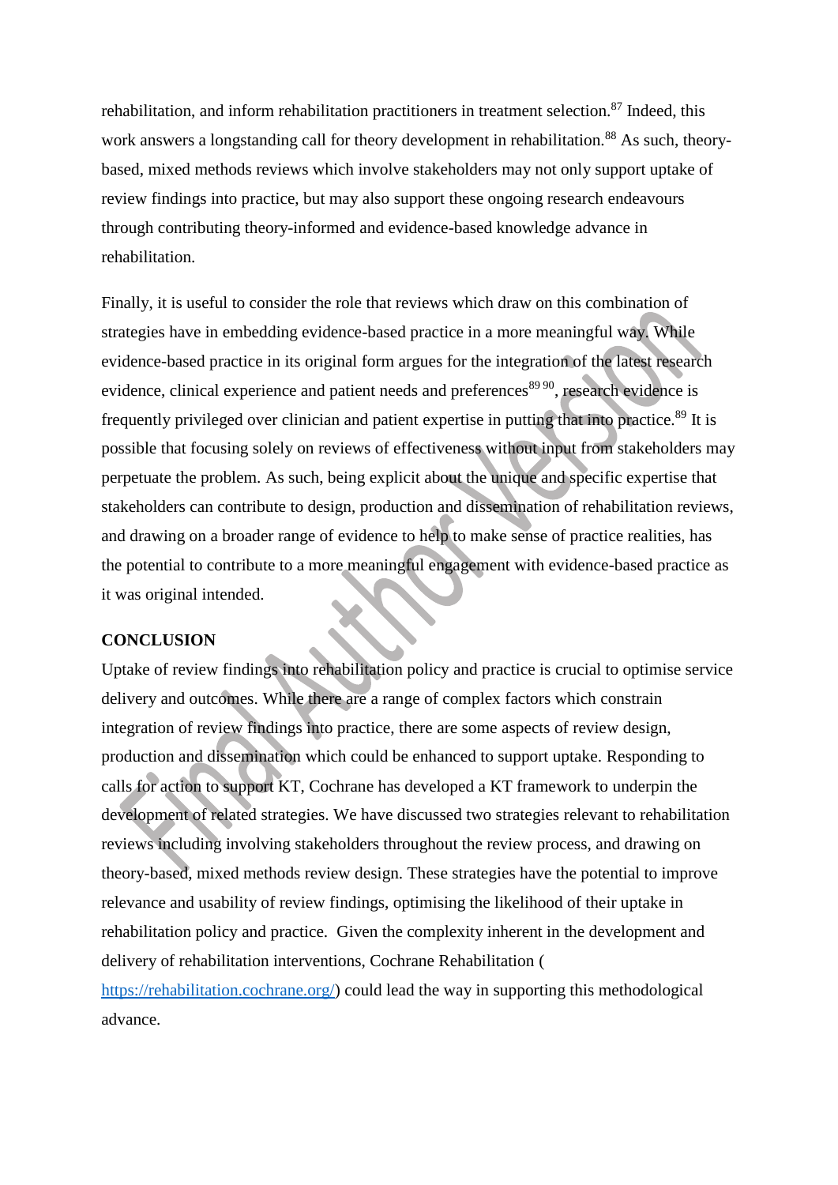rehabilitation, and inform rehabilitation practitioners in treatment selection.[87] Indeed, this work answers a longstanding call for theory development in rehabilitation.[88] As such, theory-based, mixed methods reviews which involve stakeholders may not only support uptake of review findings into practice, but may also support these ongoing research endeavours through contributing theory-informed and evidence-based knowledge advance in rehabilitation.

Finally, it is useful to consider the role that reviews which draw on this combination of strategies have in embedding evidence-based practice in a more meaningful way. While evidence-based practice in its original form argues for the integration of the latest research evidence, clinical experience and patient needs and preferences[89 90], research evidence is frequently privileged over clinician and patient expertise in putting that into practice.[89] It is possible that focusing solely on reviews of effectiveness without input from stakeholders may perpetuate the problem. As such, being explicit about the unique and specific expertise that stakeholders can contribute to design, production and dissemination of rehabilitation reviews, and drawing on a broader range of evidence to help to make sense of practice realities, has the potential to contribute to a more meaningful engagement with evidence-based practice as it was original intended.

## CONCLUSION

Uptake of review findings into rehabilitation policy and practice is crucial to optimise service delivery and outcomes. While there are a range of complex factors which constrain integration of review findings into practice, there are some aspects of review design, production and dissemination which could be enhanced to support uptake. Responding to calls for action to support KT, Cochrane has developed a KT framework to underpin the development of related strategies. We have discussed two strategies relevant to rehabilitation reviews including involving stakeholders throughout the review process, and drawing on theory-based, mixed methods review design. These strategies have the potential to improve relevance and usability of review findings, optimising the likelihood of their uptake in rehabilitation policy and practice. Given the complexity inherent in the development and delivery of rehabilitation interventions, Cochrane Rehabilitation (https://rehabilitation.cochrane.org/) could lead the way in supporting this methodological advance.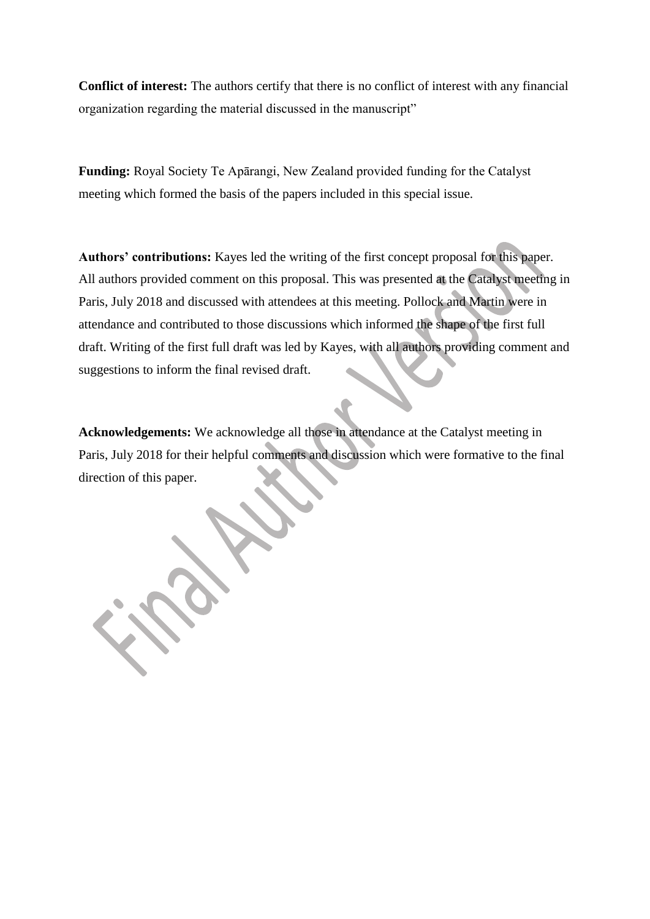**Conflict of interest:** The authors certify that there is no conflict of interest with any financial organization regarding the material discussed in the manuscript"

**Funding:** Royal Society Te Apārangi, New Zealand provided funding for the Catalyst meeting which formed the basis of the papers included in this special issue.

**Authors' contributions:** Kayes led the writing of the first concept proposal for this paper. All authors provided comment on this proposal. This was presented at the Catalyst meeting in Paris, July 2018 and discussed with attendees at this meeting. Pollock and Martin were in attendance and contributed to those discussions which informed the shape of the first full draft. Writing of the first full draft was led by Kayes, with all authors providing comment and suggestions to inform the final revised draft.

**Acknowledgements:** We acknowledge all those in attendance at the Catalyst meeting in Paris, July 2018 for their helpful comments and discussion which were formative to the final direction of this paper.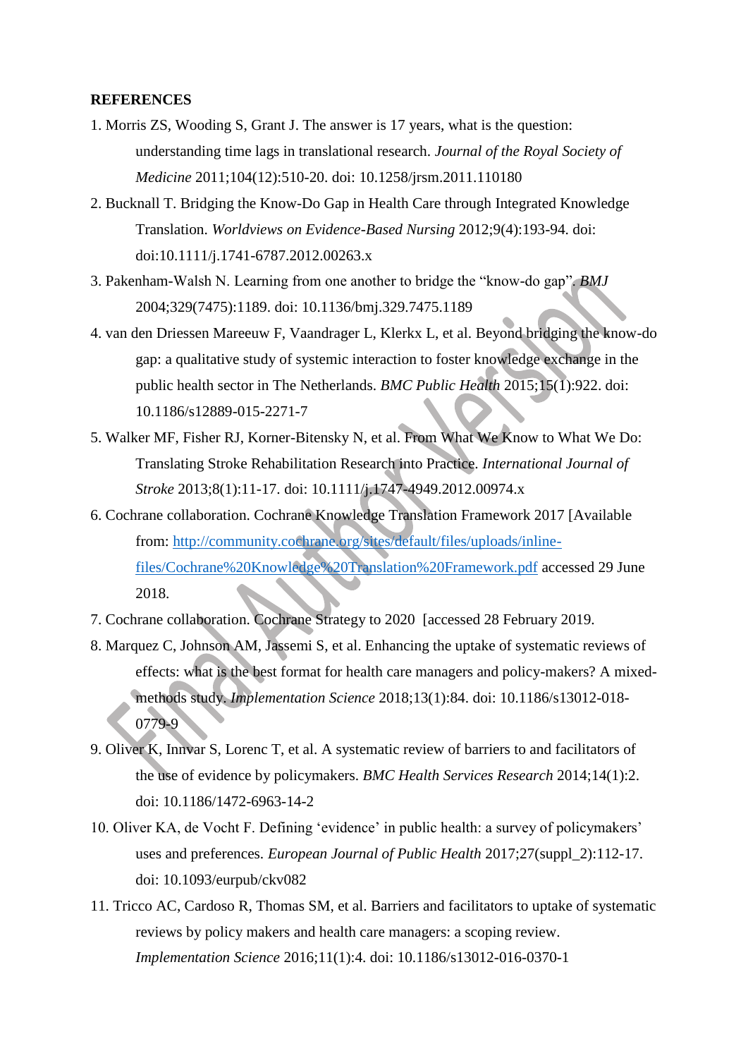**REFERENCES**

1. Morris ZS, Wooding S, Grant J. The answer is 17 years, what is the question: understanding time lags in translational research. *Journal of the Royal Society of Medicine* 2011;104(12):510-20. doi: 10.1258/jrsm.2011.110180
2. Bucknall T. Bridging the Know-Do Gap in Health Care through Integrated Knowledge Translation. *Worldviews on Evidence-Based Nursing* 2012;9(4):193-94. doi: doi:10.1111/j.1741-6787.2012.00263.x
3. Pakenham-Walsh N. Learning from one another to bridge the "know-do gap". *BMJ* 2004;329(7475):1189. doi: 10.1136/bmj.329.7475.1189
4. van den Driessen Mareeuw F, Vaandrager L, Klerkx L, et al. Beyond bridging the know-do gap: a qualitative study of systemic interaction to foster knowledge exchange in the public health sector in The Netherlands. *BMC Public Health* 2015;15(1):922. doi: 10.1186/s12889-015-2271-7
5. Walker MF, Fisher RJ, Korner-Bitensky N, et al. From What We Know to What We Do: Translating Stroke Rehabilitation Research into Practice. *International Journal of Stroke* 2013;8(1):11-17. doi: 10.1111/j.1747-4949.2012.00974.x
6. Cochrane collaboration. Cochrane Knowledge Translation Framework 2017 [Available from: http://community.cochrane.org/sites/default/files/uploads/inline-files/Cochrane%20Knowledge%20Translation%20Framework.pdf accessed 29 June 2018.
7. Cochrane collaboration. Cochrane Strategy to 2020 [accessed 28 February 2019.
8. Marquez C, Johnson AM, Jassemi S, et al. Enhancing the uptake of systematic reviews of effects: what is the best format for health care managers and policy-makers? A mixed-methods study. *Implementation Science* 2018;13(1):84. doi: 10.1186/s13012-018-0779-9
9. Oliver K, Innvar S, Lorenc T, et al. A systematic review of barriers to and facilitators of the use of evidence by policymakers. *BMC Health Services Research* 2014;14(1):2. doi: 10.1186/1472-6963-14-2
10. Oliver KA, de Vocht F. Defining 'evidence' in public health: a survey of policymakers' uses and preferences. *European Journal of Public Health* 2017;27(suppl_2):112-17. doi: 10.1093/eurpub/ckv082
11. Tricco AC, Cardoso R, Thomas SM, et al. Barriers and facilitators to uptake of systematic reviews by policy makers and health care managers: a scoping review. *Implementation Science* 2016;11(1):4. doi: 10.1186/s13012-016-0370-1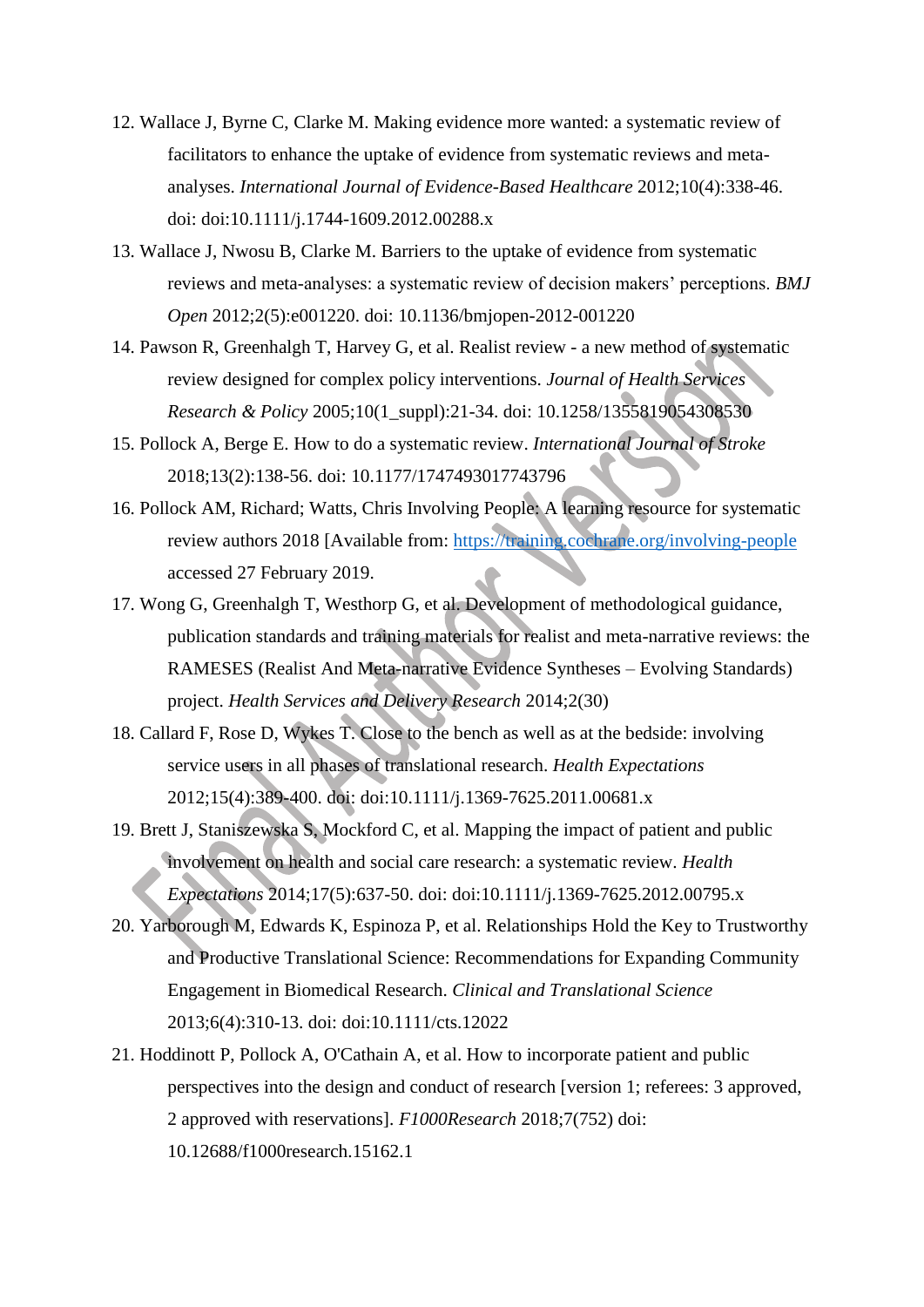12. Wallace J, Byrne C, Clarke M. Making evidence more wanted: a systematic review of facilitators to enhance the uptake of evidence from systematic reviews and meta-analyses. *International Journal of Evidence-Based Healthcare* 2012;10(4):338-46. doi: doi:10.1111/j.1744-1609.2012.00288.x
13. Wallace J, Nwosu B, Clarke M. Barriers to the uptake of evidence from systematic reviews and meta-analyses: a systematic review of decision makers' perceptions. *BMJ Open* 2012;2(5):e001220. doi: 10.1136/bmjopen-2012-001220
14. Pawson R, Greenhalgh T, Harvey G, et al. Realist review - a new method of systematic review designed for complex policy interventions. *Journal of Health Services Research & Policy* 2005;10(1_suppl):21-34. doi: 10.1258/1355819054308530
15. Pollock A, Berge E. How to do a systematic review. *International Journal of Stroke* 2018;13(2):138-56. doi: 10.1177/1747493017743796
16. Pollock AM, Richard; Watts, Chris Involving People: A learning resource for systematic review authors 2018 [Available from: https://training.cochrane.org/involving-people accessed 27 February 2019.
17. Wong G, Greenhalgh T, Westhorp G, et al. Development of methodological guidance, publication standards and training materials for realist and meta-narrative reviews: the RAMESES (Realist And Meta-narrative Evidence Syntheses – Evolving Standards) project. *Health Services and Delivery Research* 2014;2(30)
18. Callard F, Rose D, Wykes T. Close to the bench as well as at the bedside: involving service users in all phases of translational research. *Health Expectations* 2012;15(4):389-400. doi: doi:10.1111/j.1369-7625.2011.00681.x
19. Brett J, Staniszewska S, Mockford C, et al. Mapping the impact of patient and public involvement on health and social care research: a systematic review. *Health Expectations* 2014;17(5):637-50. doi: doi:10.1111/j.1369-7625.2012.00795.x
20. Yarborough M, Edwards K, Espinoza P, et al. Relationships Hold the Key to Trustworthy and Productive Translational Science: Recommendations for Expanding Community Engagement in Biomedical Research. *Clinical and Translational Science* 2013;6(4):310-13. doi: doi:10.1111/cts.12022
21. Hoddinott P, Pollock A, O'Cathain A, et al. How to incorporate patient and public perspectives into the design and conduct of research [version 1; referees: 3 approved, 2 approved with reservations]. *F1000Research* 2018;7(752) doi: 10.12688/f1000research.15162.1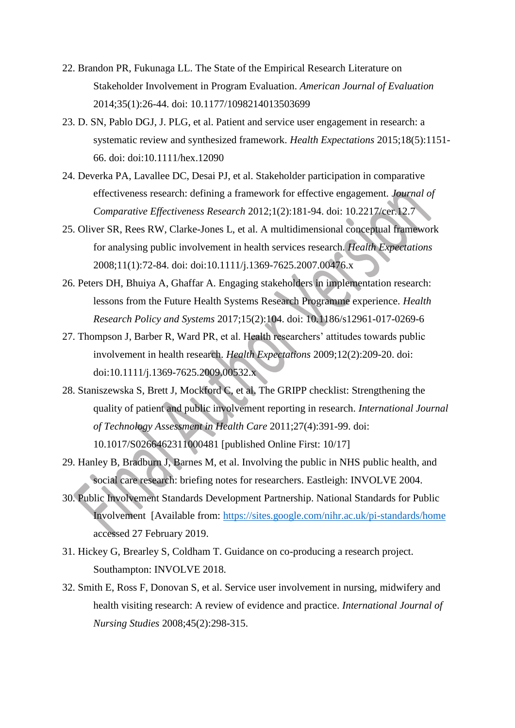22. Brandon PR, Fukunaga LL. The State of the Empirical Research Literature on Stakeholder Involvement in Program Evaluation. *American Journal of Evaluation* 2014;35(1):26-44. doi: 10.1177/1098214013503699
23. D. SN, Pablo DGJ, J. PLG, et al. Patient and service user engagement in research: a systematic review and synthesized framework. *Health Expectations* 2015;18(5):1151-66. doi: doi:10.1111/hex.12090
24. Deverka PA, Lavallee DC, Desai PJ, et al. Stakeholder participation in comparative effectiveness research: defining a framework for effective engagement. *Journal of Comparative Effectiveness Research* 2012;1(2):181-94. doi: 10.2217/cer.12.7
25. Oliver SR, Rees RW, Clarke-Jones L, et al. A multidimensional conceptual framework for analysing public involvement in health services research. *Health Expectations* 2008;11(1):72-84. doi: doi:10.1111/j.1369-7625.2007.00476.x
26. Peters DH, Bhuiya A, Ghaffar A. Engaging stakeholders in implementation research: lessons from the Future Health Systems Research Programme experience. *Health Research Policy and Systems* 2017;15(2):104. doi: 10.1186/s12961-017-0269-6
27. Thompson J, Barber R, Ward PR, et al. Health researchers' attitudes towards public involvement in health research. *Health Expectations* 2009;12(2):209-20. doi: doi:10.1111/j.1369-7625.2009.00532.x
28. Staniszewska S, Brett J, Mockford C, et al. The GRIPP checklist: Strengthening the quality of patient and public involvement reporting in research. *International Journal of Technology Assessment in Health Care* 2011;27(4):391-99. doi: 10.1017/S0266462311000481 [published Online First: 10/17]
29. Hanley B, Bradburn J, Barnes M, et al. Involving the public in NHS public health, and social care research: briefing notes for researchers. Eastleigh: INVOLVE 2004.
30. Public Involvement Standards Development Partnership. National Standards for Public Involvement [Available from: https://sites.google.com/nihr.ac.uk/pi-standards/home accessed 27 February 2019.
31. Hickey G, Brearley S, Coldham T. Guidance on co-producing a research project. Southampton: INVOLVE 2018.
32. Smith E, Ross F, Donovan S, et al. Service user involvement in nursing, midwifery and health visiting research: A review of evidence and practice. *International Journal of Nursing Studies* 2008;45(2):298-315.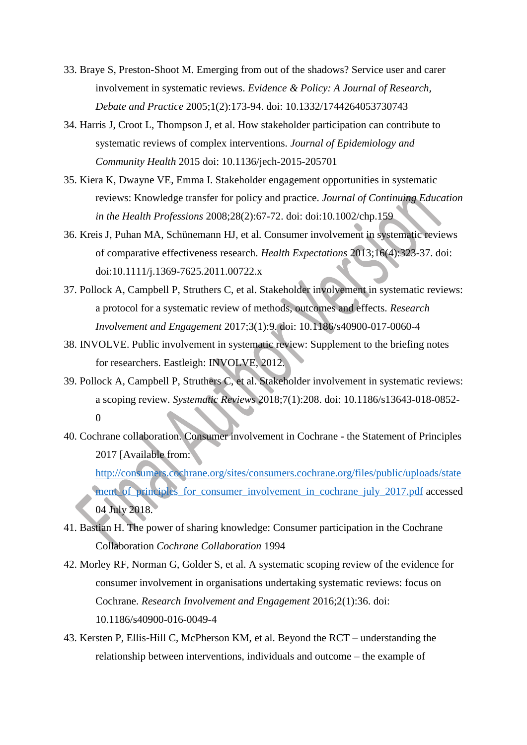33. Braye S, Preston-Shoot M. Emerging from out of the shadows? Service user and carer involvement in systematic reviews. *Evidence & Policy: A Journal of Research, Debate and Practice* 2005;1(2):173-94. doi: 10.1332/1744264053730743

34. Harris J, Croot L, Thompson J, et al. How stakeholder participation can contribute to systematic reviews of complex interventions. *Journal of Epidemiology and Community Health* 2015 doi: 10.1136/jech-2015-205701

35. Kiera K, Dwayne VE, Emma I. Stakeholder engagement opportunities in systematic reviews: Knowledge transfer for policy and practice. *Journal of Continuing Education in the Health Professions* 2008;28(2):67-72. doi: doi:10.1002/chp.159

36. Kreis J, Puhan MA, Schünemann HJ, et al. Consumer involvement in systematic reviews of comparative effectiveness research. *Health Expectations* 2013;16(4):323-37. doi: doi:10.1111/j.1369-7625.2011.00722.x

37. Pollock A, Campbell P, Struthers C, et al. Stakeholder involvement in systematic reviews: a protocol for a systematic review of methods, outcomes and effects. *Research Involvement and Engagement* 2017;3(1):9. doi: 10.1186/s40900-017-0060-4

38. INVOLVE. Public involvement in systematic review: Supplement to the briefing notes for researchers. Eastleigh: INVOLVE, 2012.

39. Pollock A, Campbell P, Struthers C, et al. Stakeholder involvement in systematic reviews: a scoping review. *Systematic Reviews* 2018;7(1):208. doi: 10.1186/s13643-018-0852-0

40. Cochrane collaboration. Consumer involvement in Cochrane - the Statement of Principles 2017 [Available from: http://consumers.cochrane.org/sites/consumers.cochrane.org/files/public/uploads/statement_of_principles_for_consumer_involvement_in_cochrane_july_2017.pdf accessed 04 July 2018.

41. Bastian H. The power of sharing knowledge: Consumer participation in the Cochrane Collaboration *Cochrane Collaboration* 1994

42. Morley RF, Norman G, Golder S, et al. A systematic scoping review of the evidence for consumer involvement in organisations undertaking systematic reviews: focus on Cochrane. *Research Involvement and Engagement* 2016;2(1):36. doi: 10.1186/s40900-016-0049-4

43. Kersten P, Ellis-Hill C, McPherson KM, et al. Beyond the RCT – understanding the relationship between interventions, individuals and outcome – the example of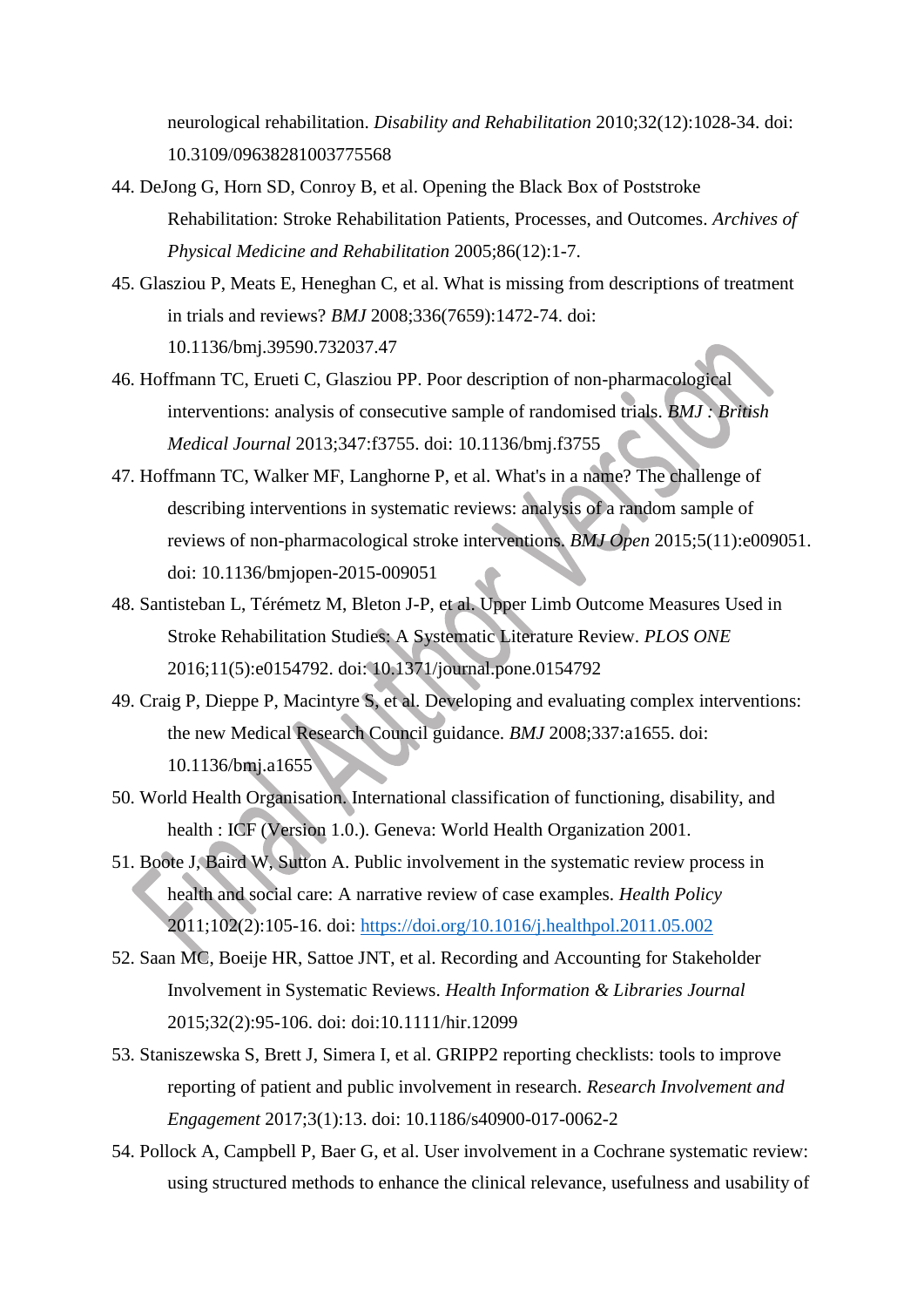neurological rehabilitation. *Disability and Rehabilitation* 2010;32(12):1028-34. doi: 10.3109/09638281003775568

44. DeJong G, Horn SD, Conroy B, et al. Opening the Black Box of Poststroke Rehabilitation: Stroke Rehabilitation Patients, Processes, and Outcomes. *Archives of Physical Medicine and Rehabilitation* 2005;86(12):1-7.
45. Glasziou P, Meats E, Heneghan C, et al. What is missing from descriptions of treatment in trials and reviews? *BMJ* 2008;336(7659):1472-74. doi: 10.1136/bmj.39590.732037.47
46. Hoffmann TC, Erueti C, Glasziou PP. Poor description of non-pharmacological interventions: analysis of consecutive sample of randomised trials. *BMJ : British Medical Journal* 2013;347:f3755. doi: 10.1136/bmj.f3755
47. Hoffmann TC, Walker MF, Langhorne P, et al. What's in a name? The challenge of describing interventions in systematic reviews: analysis of a random sample of reviews of non-pharmacological stroke interventions. *BMJ Open* 2015;5(11):e009051. doi: 10.1136/bmjopen-2015-009051
48. Santisteban L, Térémetz M, Bleton J-P, et al. Upper Limb Outcome Measures Used in Stroke Rehabilitation Studies: A Systematic Literature Review. *PLOS ONE* 2016;11(5):e0154792. doi: 10.1371/journal.pone.0154792
49. Craig P, Dieppe P, Macintyre S, et al. Developing and evaluating complex interventions: the new Medical Research Council guidance. *BMJ* 2008;337:a1655. doi: 10.1136/bmj.a1655
50. World Health Organisation. International classification of functioning, disability, and health : ICF (Version 1.0.). Geneva: World Health Organization 2001.
51. Boote J, Baird W, Sutton A. Public involvement in the systematic review process in health and social care: A narrative review of case examples. *Health Policy* 2011;102(2):105-16. doi: https://doi.org/10.1016/j.healthpol.2011.05.002
52. Saan MC, Boeije HR, Sattoe JNT, et al. Recording and Accounting for Stakeholder Involvement in Systematic Reviews. *Health Information & Libraries Journal* 2015;32(2):95-106. doi: doi:10.1111/hir.12099
53. Staniszewska S, Brett J, Simera I, et al. GRIPP2 reporting checklists: tools to improve reporting of patient and public involvement in research. *Research Involvement and Engagement* 2017;3(1):13. doi: 10.1186/s40900-017-0062-2
54. Pollock A, Campbell P, Baer G, et al. User involvement in a Cochrane systematic review: using structured methods to enhance the clinical relevance, usefulness and usability of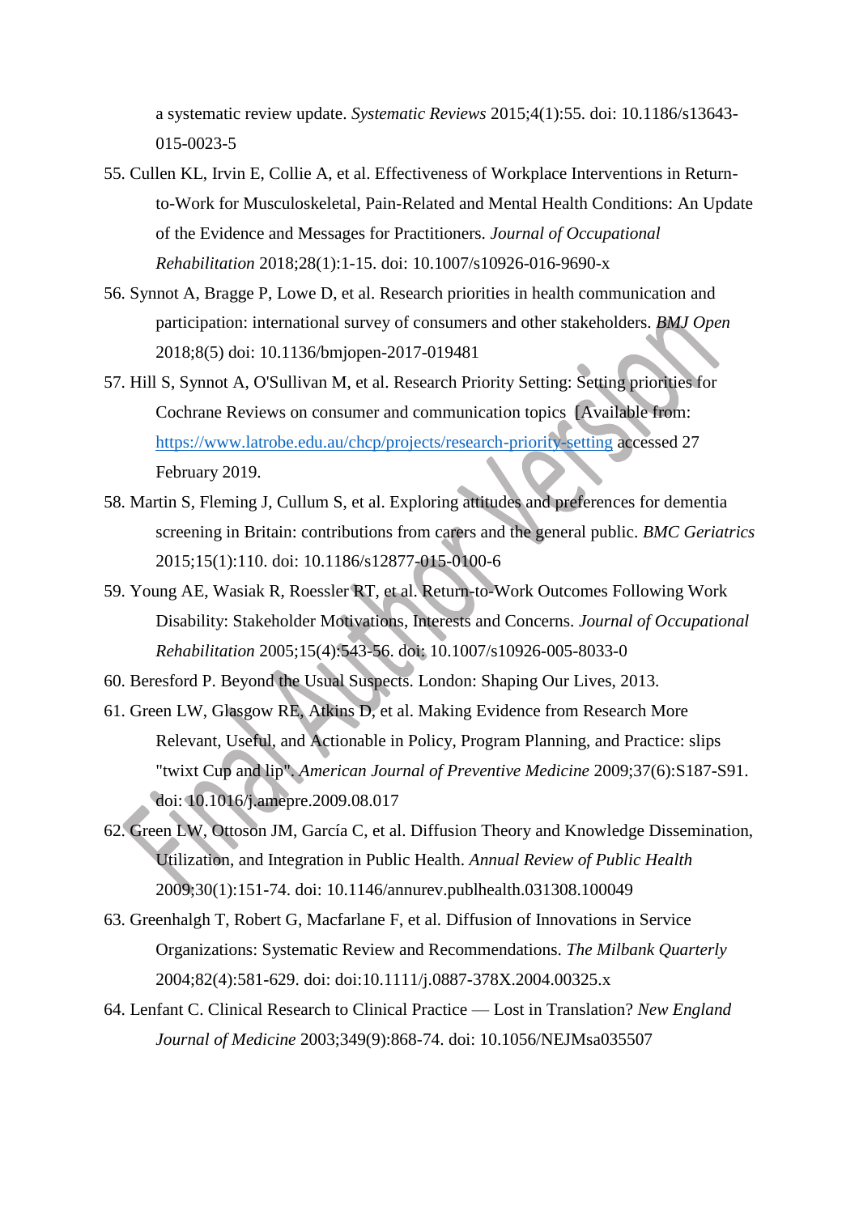a systematic review update. *Systematic Reviews* 2015;4(1):55. doi: 10.1186/s13643-015-0023-5

55. Cullen KL, Irvin E, Collie A, et al. Effectiveness of Workplace Interventions in Return-to-Work for Musculoskeletal, Pain-Related and Mental Health Conditions: An Update of the Evidence and Messages for Practitioners. *Journal of Occupational Rehabilitation* 2018;28(1):1-15. doi: 10.1007/s10926-016-9690-x
56. Synnot A, Bragge P, Lowe D, et al. Research priorities in health communication and participation: international survey of consumers and other stakeholders. *BMJ Open* 2018;8(5) doi: 10.1136/bmjopen-2017-019481
57. Hill S, Synnot A, O'Sullivan M, et al. Research Priority Setting: Setting priorities for Cochrane Reviews on consumer and communication topics [Available from: https://www.latrobe.edu.au/chcp/projects/research-priority-setting accessed 27 February 2019.
58. Martin S, Fleming J, Cullum S, et al. Exploring attitudes and preferences for dementia screening in Britain: contributions from carers and the general public. *BMC Geriatrics* 2015;15(1):110. doi: 10.1186/s12877-015-0100-6
59. Young AE, Wasiak R, Roessler RT, et al. Return-to-Work Outcomes Following Work Disability: Stakeholder Motivations, Interests and Concerns. *Journal of Occupational Rehabilitation* 2005;15(4):543-56. doi: 10.1007/s10926-005-8033-0
60. Beresford P. Beyond the Usual Suspects. London: Shaping Our Lives, 2013.
61. Green LW, Glasgow RE, Atkins D, et al. Making Evidence from Research More Relevant, Useful, and Actionable in Policy, Program Planning, and Practice: slips "twixt Cup and lip". *American Journal of Preventive Medicine* 2009;37(6):S187-S91. doi: 10.1016/j.amepre.2009.08.017
62. Green LW, Ottoson JM, García C, et al. Diffusion Theory and Knowledge Dissemination, Utilization, and Integration in Public Health. *Annual Review of Public Health* 2009;30(1):151-74. doi: 10.1146/annurev.publhealth.031308.100049
63. Greenhalgh T, Robert G, Macfarlane F, et al. Diffusion of Innovations in Service Organizations: Systematic Review and Recommendations. *The Milbank Quarterly* 2004;82(4):581-629. doi: doi:10.1111/j.0887-378X.2004.00325.x
64. Lenfant C. Clinical Research to Clinical Practice — Lost in Translation? *New England Journal of Medicine* 2003;349(9):868-74. doi: 10.1056/NEJMsa035507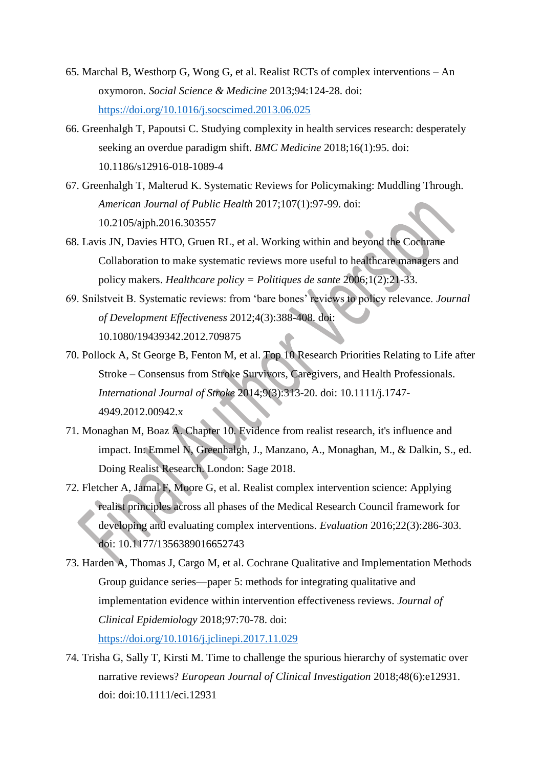65. Marchal B, Westhorp G, Wong G, et al. Realist RCTs of complex interventions – An oxymoron. *Social Science & Medicine* 2013;94:124-28. doi: https://doi.org/10.1016/j.socscimed.2013.06.025

66. Greenhalgh T, Papoutsi C. Studying complexity in health services research: desperately seeking an overdue paradigm shift. *BMC Medicine* 2018;16(1):95. doi: 10.1186/s12916-018-1089-4

67. Greenhalgh T, Malterud K. Systematic Reviews for Policymaking: Muddling Through. *American Journal of Public Health* 2017;107(1):97-99. doi: 10.2105/ajph.2016.303557

68. Lavis JN, Davies HTO, Gruen RL, et al. Working within and beyond the Cochrane Collaboration to make systematic reviews more useful to healthcare managers and policy makers. *Healthcare policy = Politiques de sante* 2006;1(2):21-33.

69. Snilstveit B. Systematic reviews: from 'bare bones' reviews to policy relevance. *Journal of Development Effectiveness* 2012;4(3):388-408. doi: 10.1080/19439342.2012.709875

70. Pollock A, St George B, Fenton M, et al. Top 10 Research Priorities Relating to Life after Stroke – Consensus from Stroke Survivors, Caregivers, and Health Professionals. *International Journal of Stroke* 2014;9(3):313-20. doi: 10.1111/j.1747-4949.2012.00942.x

71. Monaghan M, Boaz A. Chapter 10. Evidence from realist research, it's influence and impact. In: Emmel N, Greenhalgh, J., Manzano, A., Monaghan, M., & Dalkin, S., ed. Doing Realist Research. London: Sage 2018.

72. Fletcher A, Jamal F, Moore G, et al. Realist complex intervention science: Applying realist principles across all phases of the Medical Research Council framework for developing and evaluating complex interventions. *Evaluation* 2016;22(3):286-303. doi: 10.1177/1356389016652743

73. Harden A, Thomas J, Cargo M, et al. Cochrane Qualitative and Implementation Methods Group guidance series—paper 5: methods for integrating qualitative and implementation evidence within intervention effectiveness reviews. *Journal of Clinical Epidemiology* 2018;97:70-78. doi: https://doi.org/10.1016/j.jclinepi.2017.11.029

74. Trisha G, Sally T, Kirsti M. Time to challenge the spurious hierarchy of systematic over narrative reviews? *European Journal of Clinical Investigation* 2018;48(6):e12931. doi: doi:10.1111/eci.12931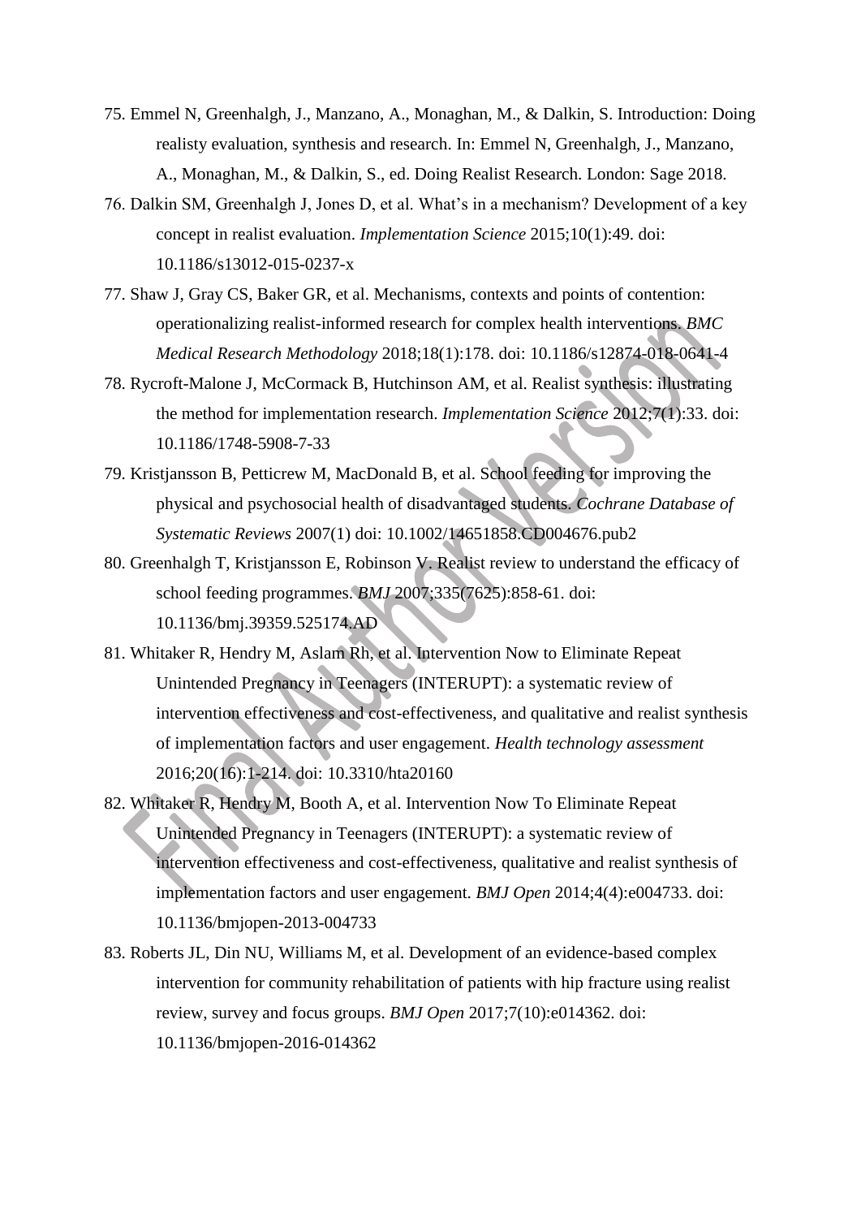75. Emmel N, Greenhalgh, J., Manzano, A., Monaghan, M., & Dalkin, S. Introduction: Doing realisty evaluation, synthesis and research. In: Emmel N, Greenhalgh, J., Manzano, A., Monaghan, M., & Dalkin, S., ed. Doing Realist Research. London: Sage 2018.
76. Dalkin SM, Greenhalgh J, Jones D, et al. What's in a mechanism? Development of a key concept in realist evaluation. *Implementation Science* 2015;10(1):49. doi: 10.1186/s13012-015-0237-x
77. Shaw J, Gray CS, Baker GR, et al. Mechanisms, contexts and points of contention: operationalizing realist-informed research for complex health interventions. *BMC Medical Research Methodology* 2018;18(1):178. doi: 10.1186/s12874-018-0641-4
78. Rycroft-Malone J, McCormack B, Hutchinson AM, et al. Realist synthesis: illustrating the method for implementation research. *Implementation Science* 2012;7(1):33. doi: 10.1186/1748-5908-7-33
79. Kristjansson B, Petticrew M, MacDonald B, et al. School feeding for improving the physical and psychosocial health of disadvantaged students. *Cochrane Database of Systematic Reviews* 2007(1) doi: 10.1002/14651858.CD004676.pub2
80. Greenhalgh T, Kristjansson E, Robinson V. Realist review to understand the efficacy of school feeding programmes. *BMJ* 2007;335(7625):858-61. doi: 10.1136/bmj.39359.525174.AD
81. Whitaker R, Hendry M, Aslam Rh, et al. Intervention Now to Eliminate Repeat Unintended Pregnancy in Teenagers (INTERUPT): a systematic review of intervention effectiveness and cost-effectiveness, and qualitative and realist synthesis of implementation factors and user engagement. *Health technology assessment* 2016;20(16):1-214. doi: 10.3310/hta20160
82. Whitaker R, Hendry M, Booth A, et al. Intervention Now To Eliminate Repeat Unintended Pregnancy in Teenagers (INTERUPT): a systematic review of intervention effectiveness and cost-effectiveness, qualitative and realist synthesis of implementation factors and user engagement. *BMJ Open* 2014;4(4):e004733. doi: 10.1136/bmjopen-2013-004733
83. Roberts JL, Din NU, Williams M, et al. Development of an evidence-based complex intervention for community rehabilitation of patients with hip fracture using realist review, survey and focus groups. *BMJ Open* 2017;7(10):e014362. doi: 10.1136/bmjopen-2016-014362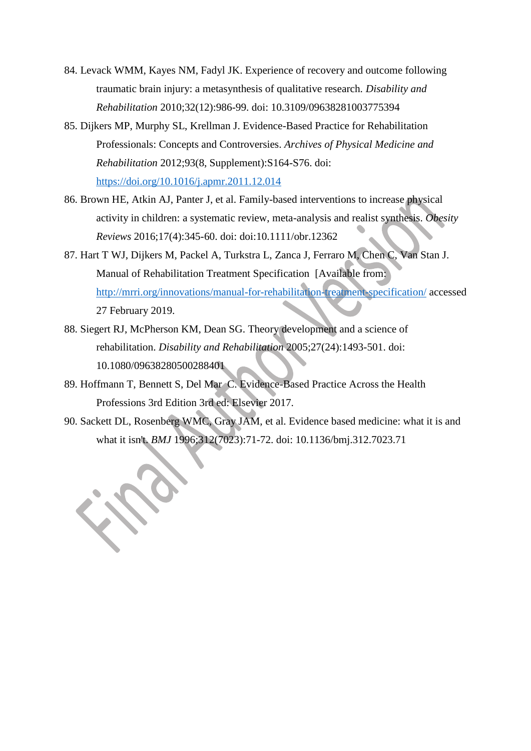84. Levack WMM, Kayes NM, Fadyl JK. Experience of recovery and outcome following traumatic brain injury: a metasynthesis of qualitative research. *Disability and Rehabilitation* 2010;32(12):986-99. doi: 10.3109/09638281003775394

85. Dijkers MP, Murphy SL, Krellman J. Evidence-Based Practice for Rehabilitation Professionals: Concepts and Controversies. *Archives of Physical Medicine and Rehabilitation* 2012;93(8, Supplement):S164-S76. doi: https://doi.org/10.1016/j.apmr.2011.12.014

86. Brown HE, Atkin AJ, Panter J, et al. Family-based interventions to increase physical activity in children: a systematic review, meta-analysis and realist synthesis. *Obesity Reviews* 2016;17(4):345-60. doi: doi:10.1111/obr.12362

87. Hart T WJ, Dijkers M, Packel A, Turkstra L, Zanca J, Ferraro M, Chen C, Van Stan J. Manual of Rehabilitation Treatment Specification [Available from: http://mrri.org/innovations/manual-for-rehabilitation-treatment-specification/ accessed 27 February 2019.

88. Siegert RJ, McPherson KM, Dean SG. Theory development and a science of rehabilitation. *Disability and Rehabilitation* 2005;27(24):1493-501. doi: 10.1080/09638280500288401

89. Hoffmann T, Bennett S, Del Mar C. Evidence-Based Practice Across the Health Professions 3rd Edition 3rd ed: Elsevier 2017.

90. Sackett DL, Rosenberg WMC, Gray JAM, et al. Evidence based medicine: what it is and what it isn't. *BMJ* 1996;312(7023):71-72. doi: 10.1136/bmj.312.7023.71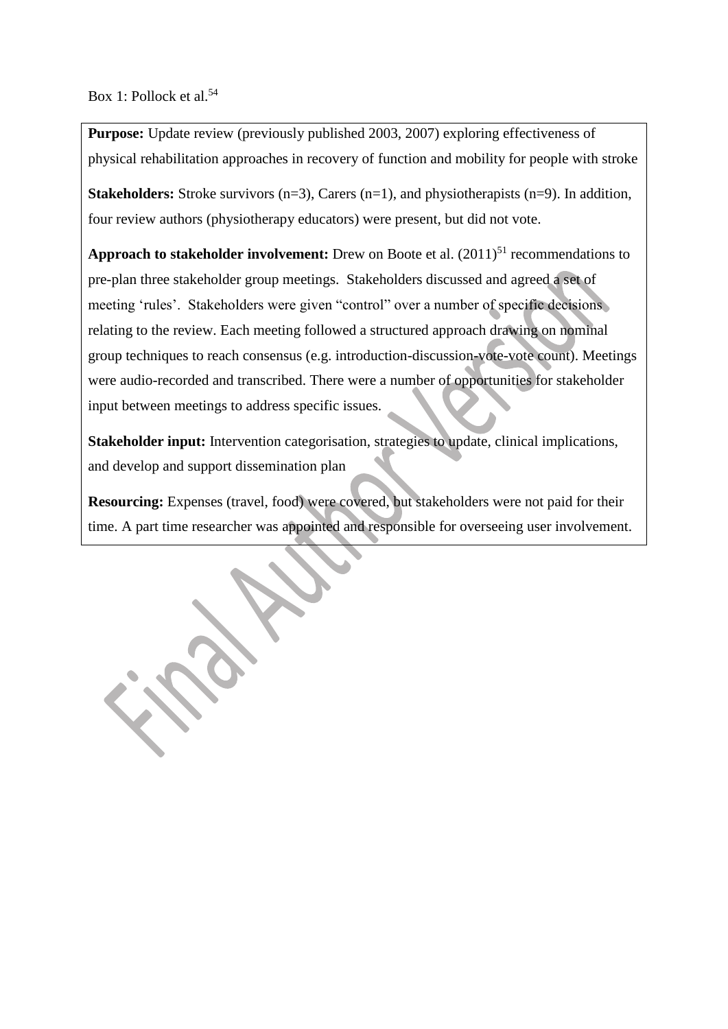Box 1: Pollock et al.[54]

**Purpose:** Update review (previously published 2003, 2007) exploring effectiveness of physical rehabilitation approaches in recovery of function and mobility for people with stroke

**Stakeholders:** Stroke survivors (n=3), Carers (n=1), and physiotherapists (n=9). In addition, four review authors (physiotherapy educators) were present, but did not vote.

**Approach to stakeholder involvement:** Drew on Boote et al. (2011)[51] recommendations to pre-plan three stakeholder group meetings. Stakeholders discussed and agreed a set of meeting 'rules'. Stakeholders were given "control" over a number of specific decisions relating to the review. Each meeting followed a structured approach drawing on nominal group techniques to reach consensus (e.g. introduction-discussion-vote-vote count). Meetings were audio-recorded and transcribed. There were a number of opportunities for stakeholder input between meetings to address specific issues.

**Stakeholder input:** Intervention categorisation, strategies to update, clinical implications, and develop and support dissemination plan

**Resourcing:** Expenses (travel, food) were covered, but stakeholders were not paid for their time. A part time researcher was appointed and responsible for overseeing user involvement.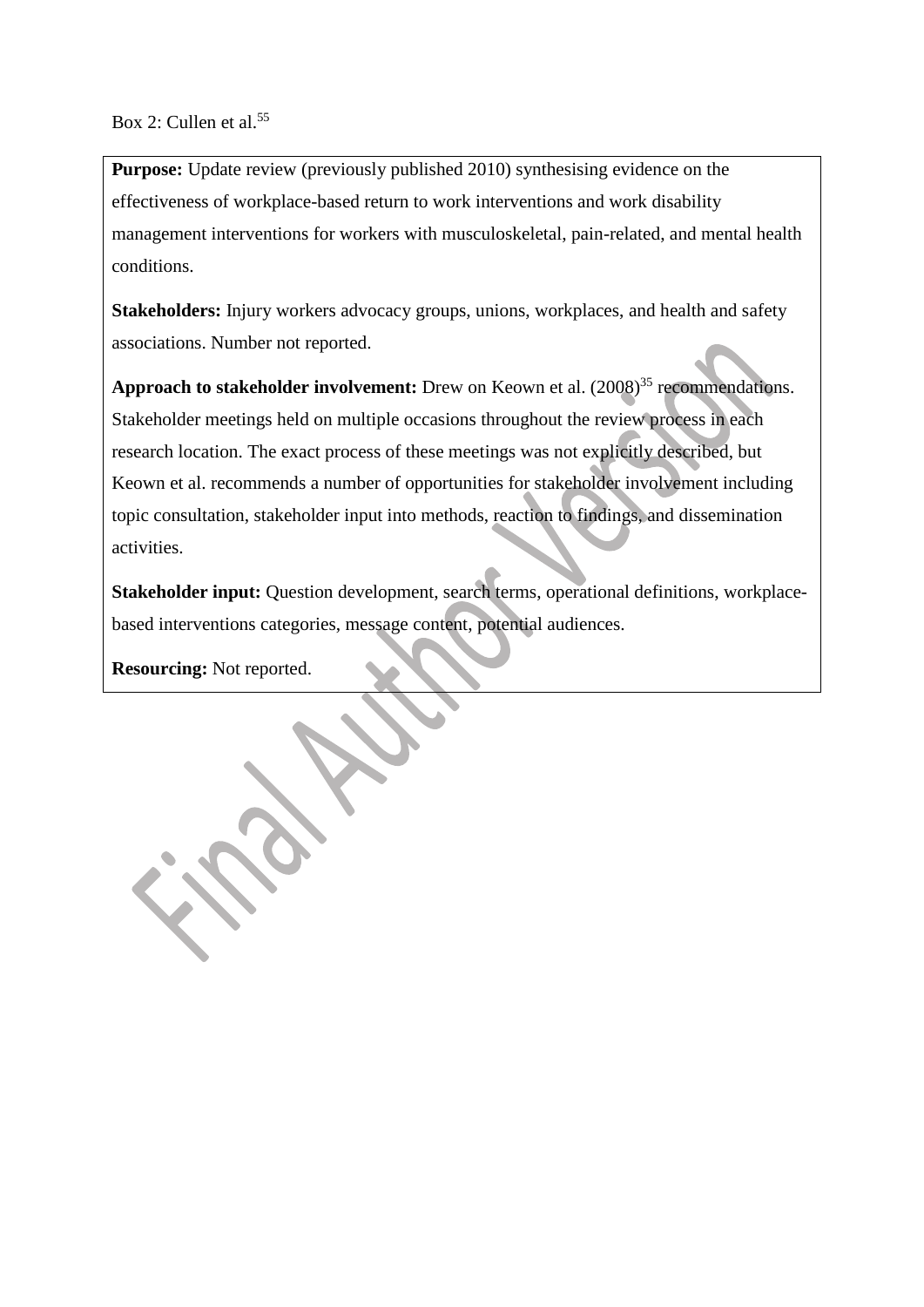Box 2: Cullen et al.[55]

**Purpose:** Update review (previously published 2010) synthesising evidence on the effectiveness of workplace-based return to work interventions and work disability management interventions for workers with musculoskeletal, pain-related, and mental health conditions.

**Stakeholders:** Injury workers advocacy groups, unions, workplaces, and health and safety associations. Number not reported.

**Approach to stakeholder involvement:** Drew on Keown et al. (2008)[35] recommendations. Stakeholder meetings held on multiple occasions throughout the review process in each research location. The exact process of these meetings was not explicitly described, but Keown et al. recommends a number of opportunities for stakeholder involvement including topic consultation, stakeholder input into methods, reaction to findings, and dissemination activities.

**Stakeholder input:** Question development, search terms, operational definitions, workplace-based interventions categories, message content, potential audiences.

**Resourcing:** Not reported.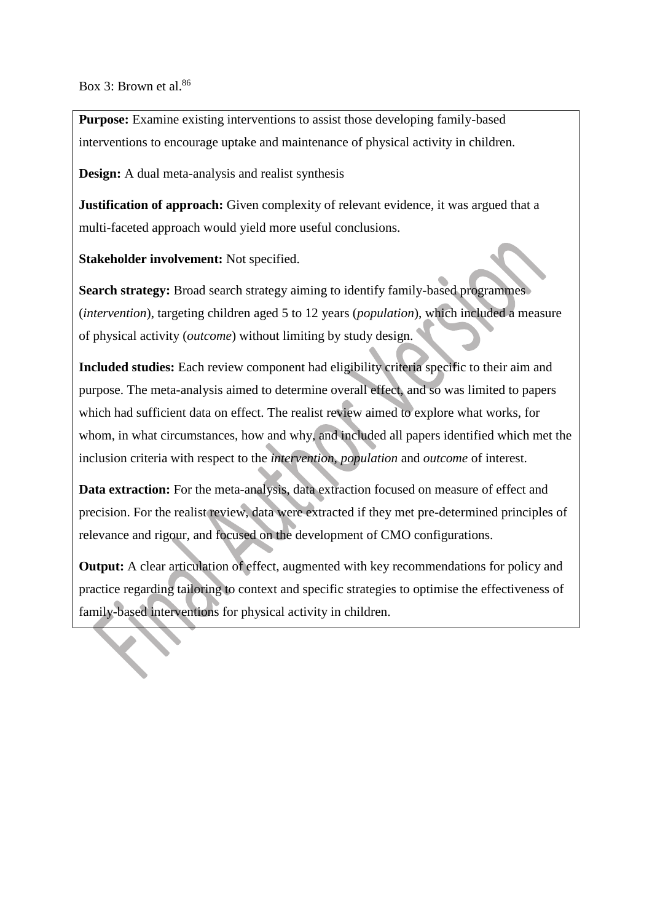Box 3: Brown et al.[86]

**Purpose:** Examine existing interventions to assist those developing family-based interventions to encourage uptake and maintenance of physical activity in children.

**Design:** A dual meta-analysis and realist synthesis

**Justification of approach:** Given complexity of relevant evidence, it was argued that a multi-faceted approach would yield more useful conclusions.

**Stakeholder involvement:** Not specified.

**Search strategy:** Broad search strategy aiming to identify family-based programmes (*intervention*), targeting children aged 5 to 12 years (*population*), which included a measure of physical activity (*outcome*) without limiting by study design.

**Included studies:** Each review component had eligibility criteria specific to their aim and purpose. The meta-analysis aimed to determine overall effect, and so was limited to papers which had sufficient data on effect. The realist review aimed to explore what works, for whom, in what circumstances, how and why, and included all papers identified which met the inclusion criteria with respect to the *intervention*, *population* and *outcome* of interest.

**Data extraction:** For the meta-analysis, data extraction focused on measure of effect and precision. For the realist review, data were extracted if they met pre-determined principles of relevance and rigour, and focused on the development of CMO configurations.

**Output:** A clear articulation of effect, augmented with key recommendations for policy and practice regarding tailoring to context and specific strategies to optimise the effectiveness of family-based interventions for physical activity in children.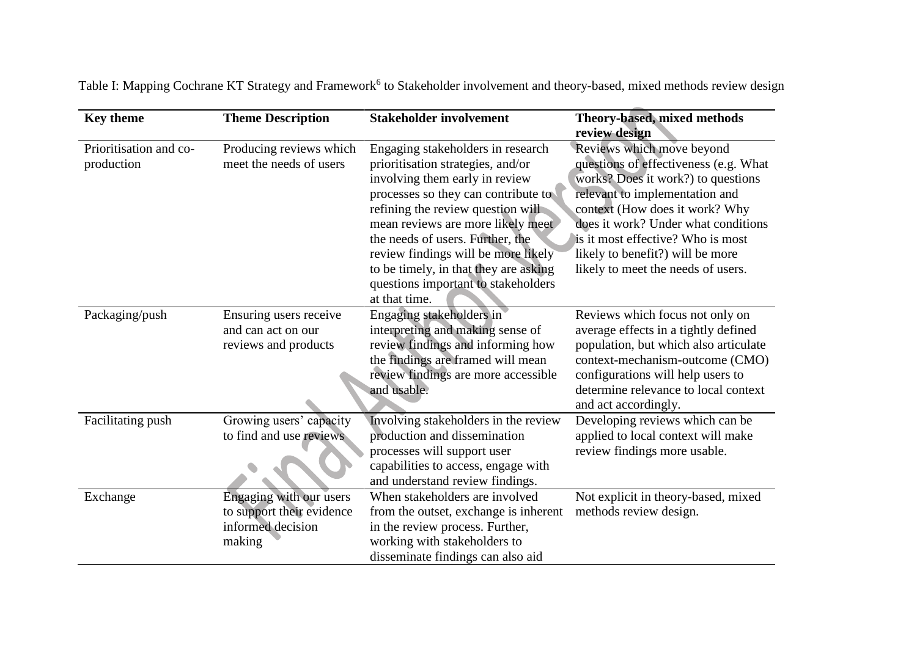Table I: Mapping Cochrane KT Strategy and Framework[6] to Stakeholder involvement and theory-based, mixed methods review design

| Key theme | Theme Description | Stakeholder involvement | Theory-based, mixed methods review design |
|---|---|---|---|
| Prioritisation and co-production | Producing reviews which meet the needs of users | Engaging stakeholders in research prioritisation strategies, and/or involving them early in review processes so they can contribute to refining the review question will mean reviews are more likely meet the needs of users. Further, the review findings will be more likely to be timely, in that they are asking questions important to stakeholders at that time. | Reviews which move beyond questions of effectiveness (e.g. What works? Does it work?) to questions relevant to implementation and context (How does it work? Why does it work? Under what conditions is it most effective? Who is most likely to benefit?) will be more likely to meet the needs of users. |
| Packaging/push | Ensuring users receive and can act on our reviews and products | Engaging stakeholders in interpreting and making sense of review findings and informing how the findings are framed will mean review findings are more accessible and usable. | Reviews which focus not only on average effects in a tightly defined population, but which also articulate context-mechanism-outcome (CMO) configurations will help users to determine relevance to local context and act accordingly. |
| Facilitating push | Growing users' capacity to find and use reviews | Involving stakeholders in the review production and dissemination processes will support user capabilities to access, engage with and understand review findings. | Developing reviews which can be applied to local context will make review findings more usable. |
| Exchange | Engaging with our users to support their evidence informed decision making | When stakeholders are involved from the outset, exchange is inherent in the review process. Further, working with stakeholders to disseminate findings can also aid | Not explicit in theory-based, mixed methods review design. |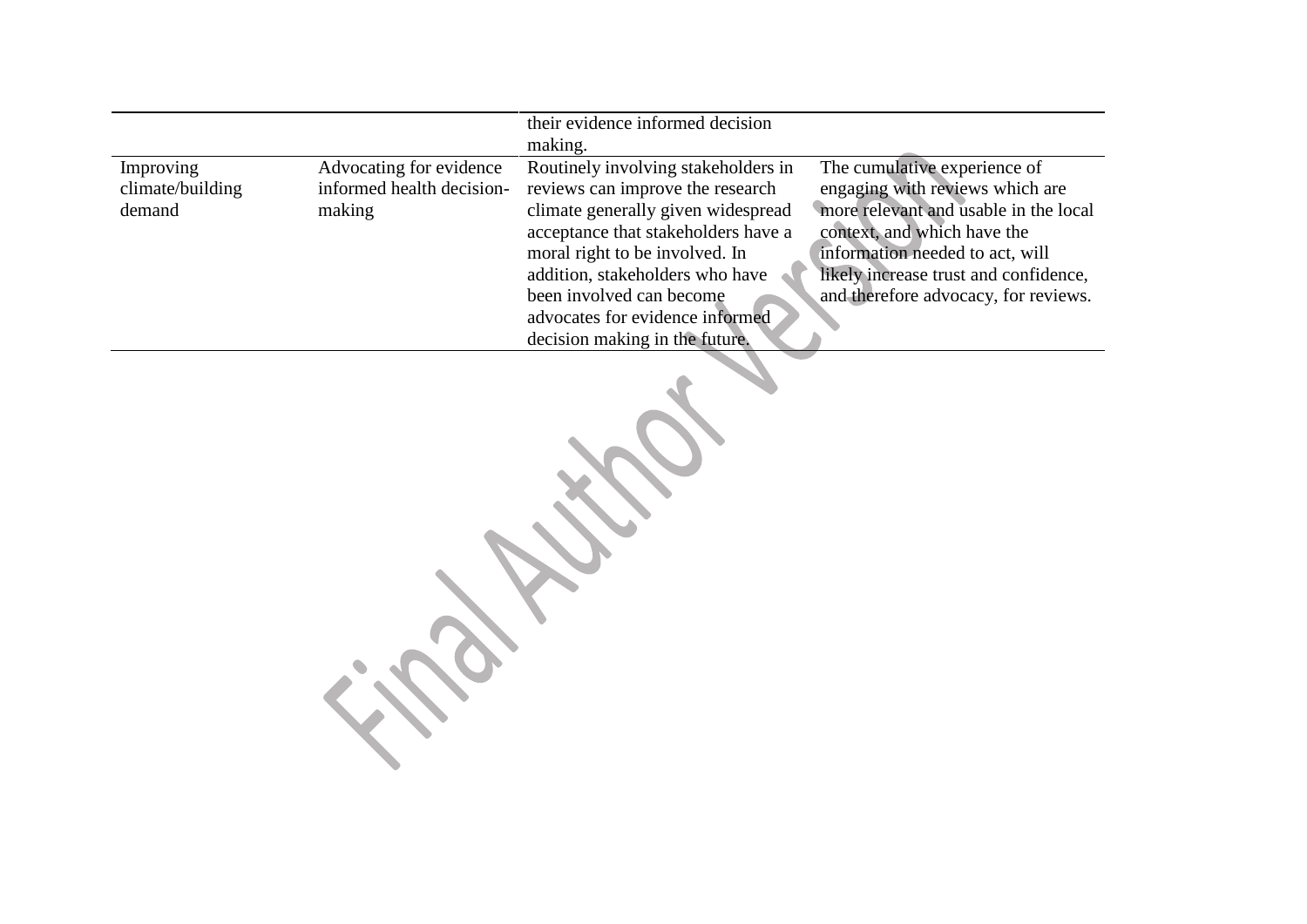| | | | |
|---|---|---|---|
| | | their evidence informed decision making. | |
| Improving climate/building demand | Advocating for evidence informed health decision-making | Routinely involving stakeholders in reviews can improve the research climate generally given widespread acceptance that stakeholders have a moral right to be involved. In addition, stakeholders who have been involved can become advocates for evidence informed decision making in the future. | The cumulative experience of engaging with reviews which are more relevant and usable in the local context, and which have the information needed to act, will likely increase trust and confidence, and therefore advocacy, for reviews. |